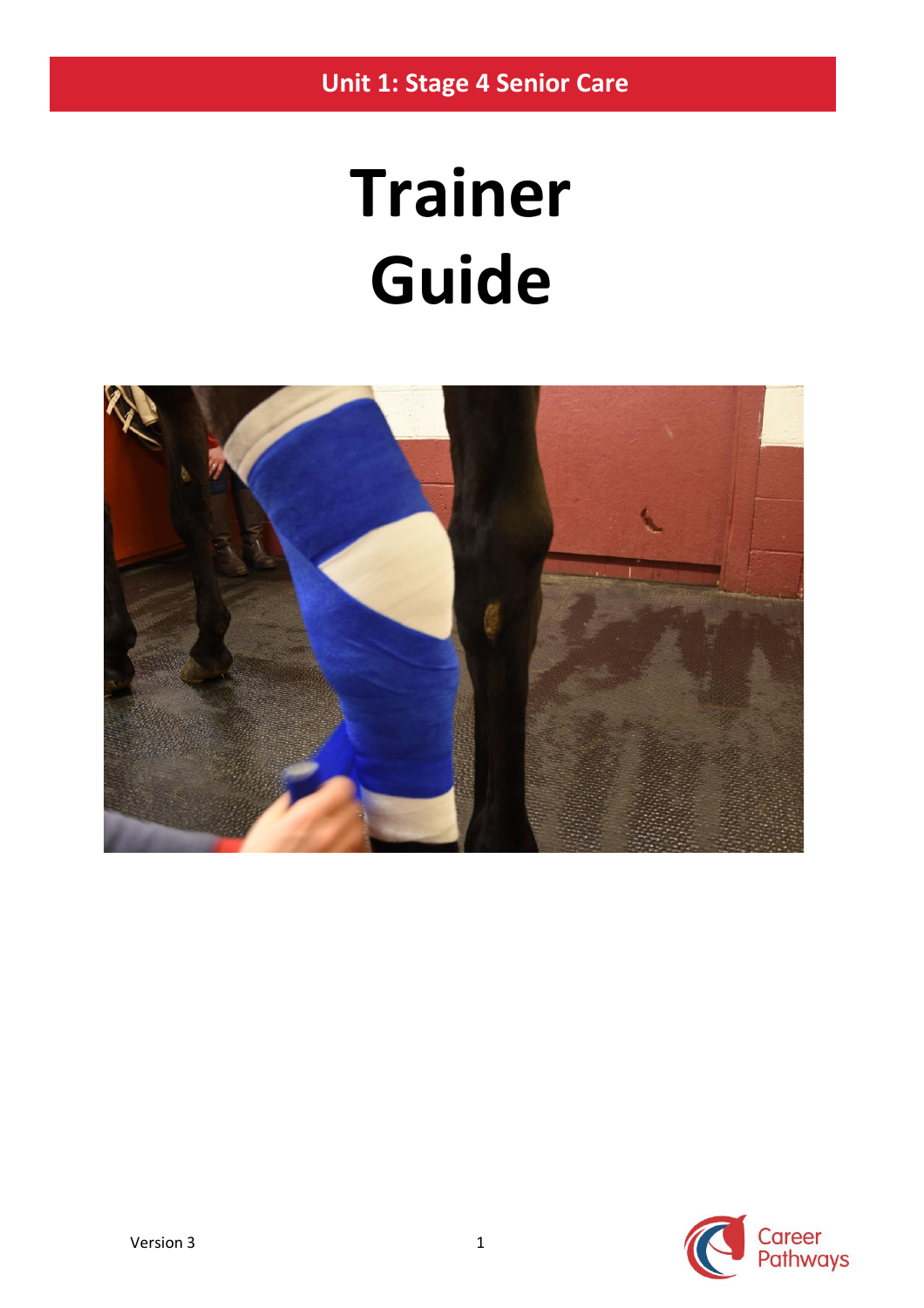Unit 1: Stage 4 Senior Care

# Trainer Guide

Version 3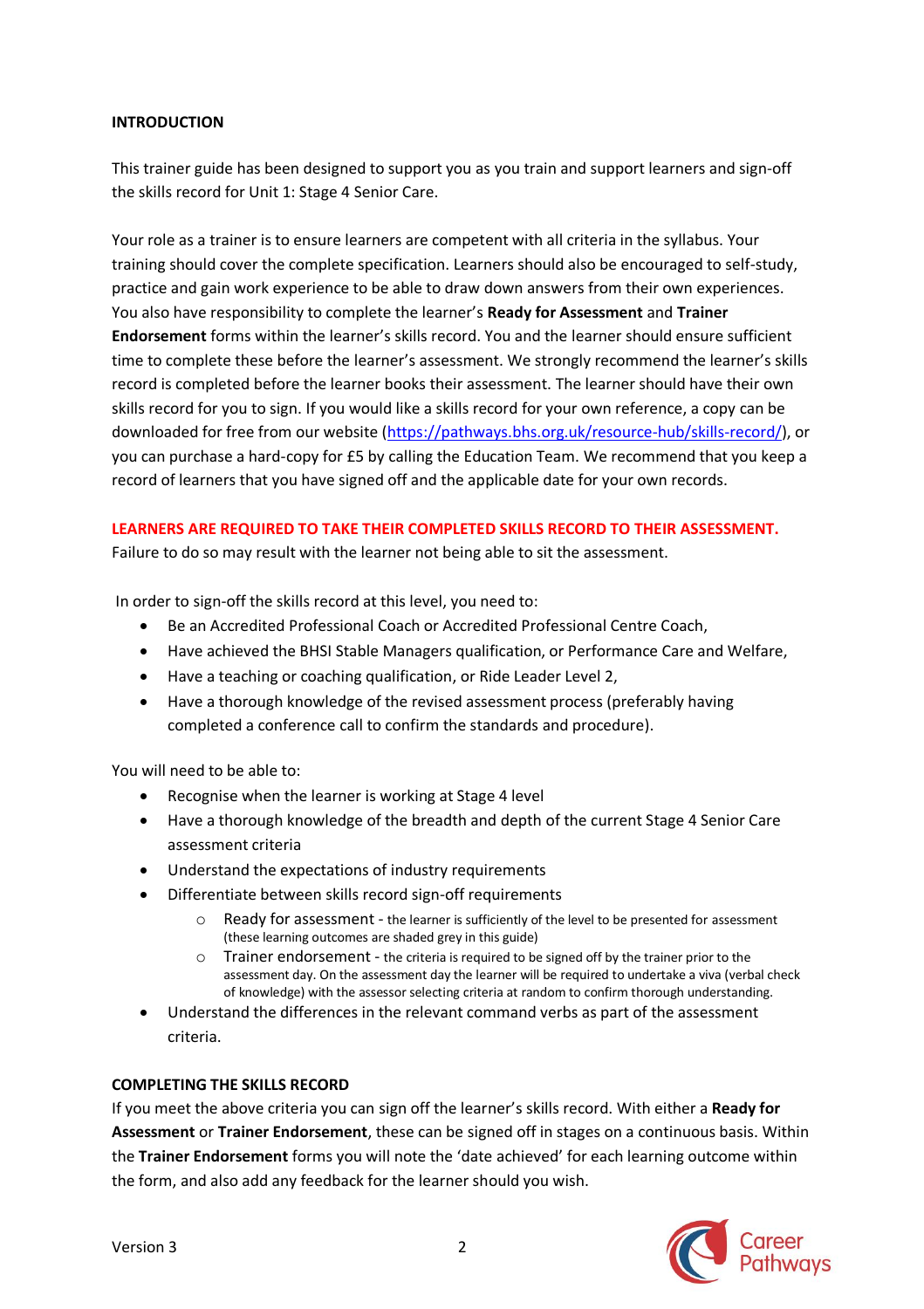## INTRODUCTION

This trainer guide has been designed to support you as you train and support learners and sign-off the skills record for Unit 1: Stage 4 Senior Care.

Your role as a trainer is to ensure learners are competent with all criteria in the syllabus. Your training should cover the complete specification. Learners should also be encouraged to self-study, practice and gain work experience to be able to draw down answers from their own experiences. You also have responsibility to complete the learner's **Ready for Assessment** and **Trainer Endorsement** forms within the learner's skills record. You and the learner should ensure sufficient time to complete these before the learner's assessment. We strongly recommend the learner's skills record is completed before the learner books their assessment. The learner should have their own skills record for you to sign. If you would like a skills record for your own reference, a copy can be downloaded for free from our website (https://pathways.bhs.org.uk/resource-hub/skills-record/), or you can purchase a hard-copy for £5 by calling the Education Team. We recommend that you keep a record of learners that you have signed off and the applicable date for your own records.

**LEARNERS ARE REQUIRED TO TAKE THEIR COMPLETED SKILLS RECORD TO THEIR ASSESSMENT.**
Failure to do so may result with the learner not being able to sit the assessment.

In order to sign-off the skills record at this level, you need to:

- Be an Accredited Professional Coach or Accredited Professional Centre Coach,
- Have achieved the BHSI Stable Managers qualification, or Performance Care and Welfare,
- Have a teaching or coaching qualification, or Ride Leader Level 2,
- Have a thorough knowledge of the revised assessment process (preferably having completed a conference call to confirm the standards and procedure).

You will need to be able to:

- Recognise when the learner is working at Stage 4 level
- Have a thorough knowledge of the breadth and depth of the current Stage 4 Senior Care assessment criteria
- Understand the expectations of industry requirements
- Differentiate between skills record sign-off requirements
  - Ready for assessment - the learner is sufficiently of the level to be presented for assessment (these learning outcomes are shaded grey in this guide)
  - Trainer endorsement - the criteria is required to be signed off by the trainer prior to the assessment day. On the assessment day the learner will be required to undertake a viva (verbal check of knowledge) with the assessor selecting criteria at random to confirm thorough understanding.
- Understand the differences in the relevant command verbs as part of the assessment criteria.

## COMPLETING THE SKILLS RECORD

If you meet the above criteria you can sign off the learner's skills record. With either a **Ready for Assessment** or **Trainer Endorsement**, these can be signed off in stages on a continuous basis. Within the **Trainer Endorsement** forms you will note the 'date achieved' for each learning outcome within the form, and also add any feedback for the learner should you wish.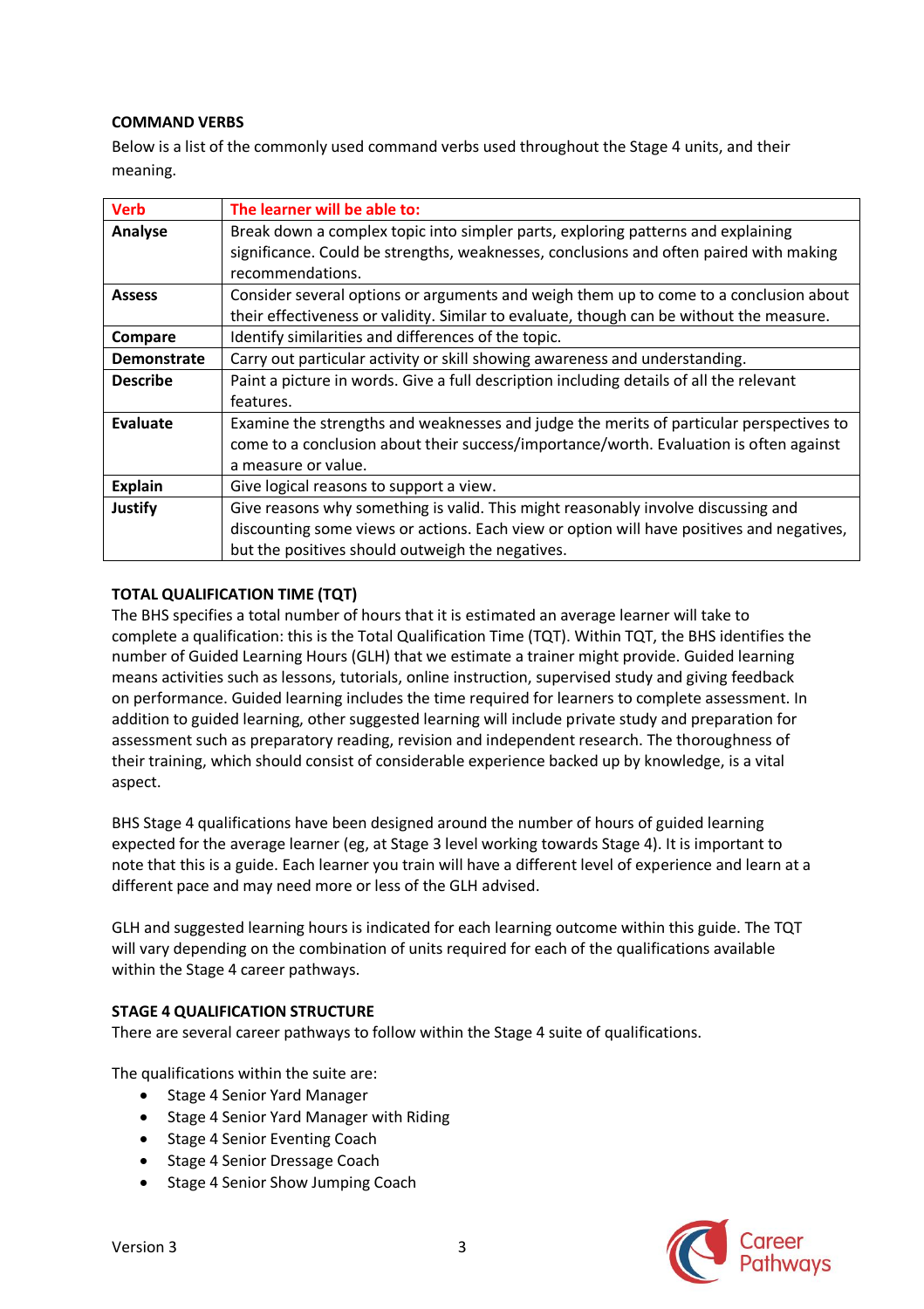## COMMAND VERBS

Below is a list of the commonly used command verbs used throughout the Stage 4 units, and their meaning.

| Verb | The learner will be able to: |
| --- | --- |
| **Analyse** | Break down a complex topic into simpler parts, exploring patterns and explaining significance. Could be strengths, weaknesses, conclusions and often paired with making recommendations. |
| **Assess** | Consider several options or arguments and weigh them up to come to a conclusion about their effectiveness or validity. Similar to evaluate, though can be without the measure. |
| **Compare** | Identify similarities and differences of the topic. |
| **Demonstrate** | Carry out particular activity or skill showing awareness and understanding. |
| **Describe** | Paint a picture in words. Give a full description including details of all the relevant features. |
| **Evaluate** | Examine the strengths and weaknesses and judge the merits of particular perspectives to come to a conclusion about their success/importance/worth. Evaluation is often against a measure or value. |
| **Explain** | Give logical reasons to support a view. |
| **Justify** | Give reasons why something is valid. This might reasonably involve discussing and discounting some views or actions. Each view or option will have positives and negatives, but the positives should outweigh the negatives. |

## TOTAL QUALIFICATION TIME (TQT)

The BHS specifies a total number of hours that it is estimated an average learner will take to complete a qualification: this is the Total Qualification Time (TQT). Within TQT, the BHS identifies the number of Guided Learning Hours (GLH) that we estimate a trainer might provide. Guided learning means activities such as lessons, tutorials, online instruction, supervised study and giving feedback on performance. Guided learning includes the time required for learners to complete assessment. In addition to guided learning, other suggested learning will include private study and preparation for assessment such as preparatory reading, revision and independent research. The thoroughness of their training, which should consist of considerable experience backed up by knowledge, is a vital aspect.

BHS Stage 4 qualifications have been designed around the number of hours of guided learning expected for the average learner (eg, at Stage 3 level working towards Stage 4). It is important to note that this is a guide. Each learner you train will have a different level of experience and learn at a different pace and may need more or less of the GLH advised.

GLH and suggested learning hours is indicated for each learning outcome within this guide. The TQT will vary depending on the combination of units required for each of the qualifications available within the Stage 4 career pathways.

## STAGE 4 QUALIFICATION STRUCTURE

There are several career pathways to follow within the Stage 4 suite of qualifications.

The qualifications within the suite are:

- Stage 4 Senior Yard Manager
- Stage 4 Senior Yard Manager with Riding
- Stage 4 Senior Eventing Coach
- Stage 4 Senior Dressage Coach
- Stage 4 Senior Show Jumping Coach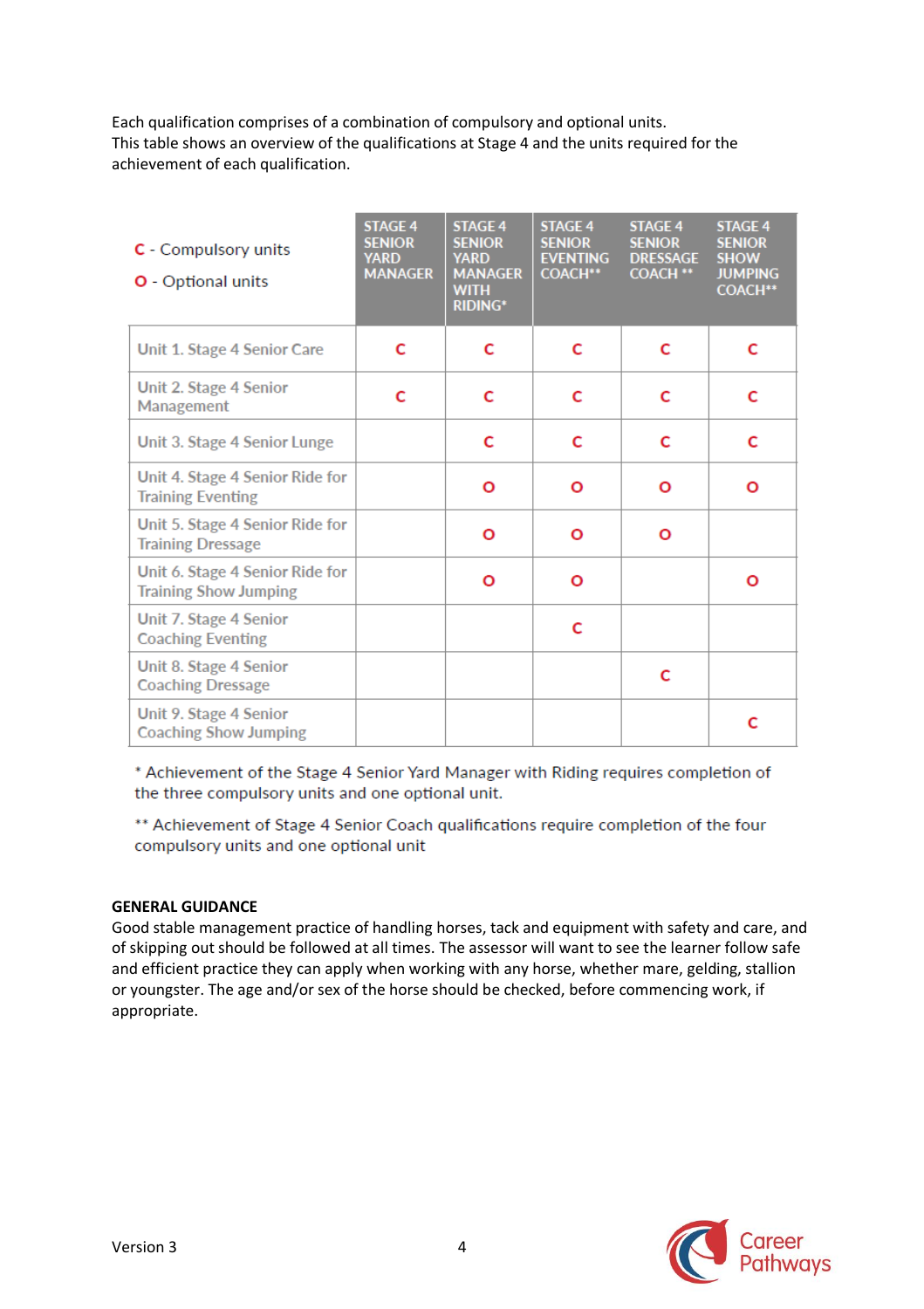Each qualification comprises of a combination of compulsory and optional units.
This table shows an overview of the qualifications at Stage 4 and the units required for the achievement of each qualification.

| C - Compulsory units<br>O - Optional units | STAGE 4 SENIOR YARD MANAGER | STAGE 4 SENIOR YARD MANAGER WITH RIDING* | STAGE 4 SENIOR EVENTING COACH** | STAGE 4 SENIOR DRESSAGE COACH ** | STAGE 4 SENIOR SHOW JUMPING COACH** |
|---|---|---|---|---|---|
| Unit 1. Stage 4 Senior Care | C | C | C | C | C |
| Unit 2. Stage 4 Senior Management | C | C | C | C | C |
| Unit 3. Stage 4 Senior Lunge | | C | C | C | C |
| Unit 4. Stage 4 Senior Ride for Training Eventing | | O | O | O | O |
| Unit 5. Stage 4 Senior Ride for Training Dressage | | O | O | O | |
| Unit 6. Stage 4 Senior Ride for Training Show Jumping | | O | O | | O |
| Unit 7. Stage 4 Senior Coaching Eventing | | | C | | |
| Unit 8. Stage 4 Senior Coaching Dressage | | | | C | |
| Unit 9. Stage 4 Senior Coaching Show Jumping | | | | | C |

* Achievement of the Stage 4 Senior Yard Manager with Riding requires completion of the three compulsory units and one optional unit.

** Achievement of Stage 4 Senior Coach qualifications require completion of the four compulsory units and one optional unit

**GENERAL GUIDANCE**

Good stable management practice of handling horses, tack and equipment with safety and care, and of skipping out should be followed at all times. The assessor will want to see the learner follow safe and efficient practice they can apply when working with any horse, whether mare, gelding, stallion or youngster. The age and/or sex of the horse should be checked, before commencing work, if appropriate.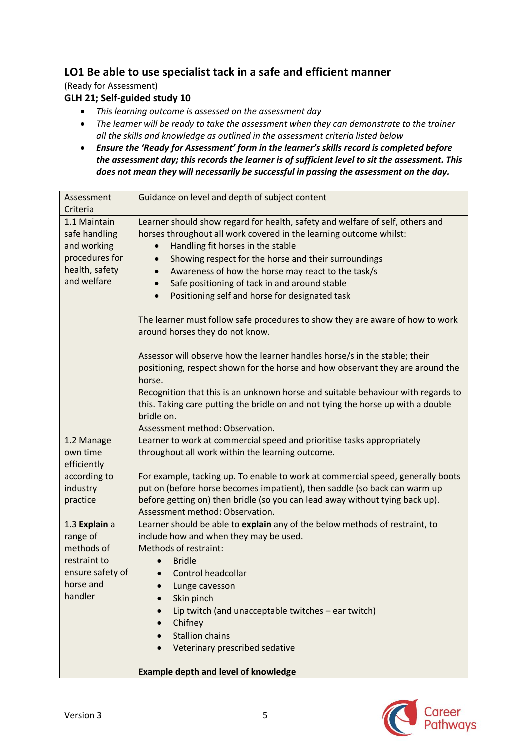## LO1 Be able to use specialist tack in a safe and efficient manner

(Ready for Assessment)

**GLH 21; Self-guided study 10**

- *This learning outcome is assessed on the assessment day*
- *The learner will be ready to take the assessment when they can demonstrate to the trainer all the skills and knowledge as outlined in the assessment criteria listed below*
- ***Ensure the 'Ready for Assessment' form in the learner's skills record is completed before the assessment day; this records the learner is of sufficient level to sit the assessment. This does not mean they will necessarily be successful in passing the assessment on the day.***

| Assessment Criteria | Guidance on level and depth of subject content |
|---|---|
| 1.1 Maintain safe handling and working procedures for health, safety and welfare | Learner should show regard for health, safety and welfare of self, others and horses throughout all work covered in the learning outcome whilst:<br>• Handling fit horses in the stable<br>• Showing respect for the horse and their surroundings<br>• Awareness of how the horse may react to the task/s<br>• Safe positioning of tack in and around stable<br>• Positioning self and horse for designated task<br><br>The learner must follow safe procedures to show they are aware of how to work around horses they do not know.<br><br>Assessor will observe how the learner handles horse/s in the stable; their positioning, respect shown for the horse and how observant they are around the horse.<br>Recognition that this is an unknown horse and suitable behaviour with regards to this. Taking care putting the bridle on and not tying the horse up with a double bridle on.<br>Assessment method: Observation. |
| 1.2 Manage own time efficiently according to industry practice | Learner to work at commercial speed and prioritise tasks appropriately throughout all work within the learning outcome.<br><br>For example, tacking up. To enable to work at commercial speed, generally boots put on (before horse becomes impatient), then saddle (so back can warm up before getting on) then bridle (so you can lead away without tying back up).<br>Assessment method: Observation. |
| 1.3 **Explain** a range of methods of restraint to ensure safety of horse and handler | Learner should be able to **explain** any of the below methods of restraint, to include how and when they may be used.<br>Methods of restraint:<br>• Bridle<br>• Control headcollar<br>• Lunge cavesson<br>• Skin pinch<br>• Lip twitch (and unacceptable twitches – ear twitch)<br>• Chifney<br>• Stallion chains<br>• Veterinary prescribed sedative<br><br>**Example depth and level of knowledge** |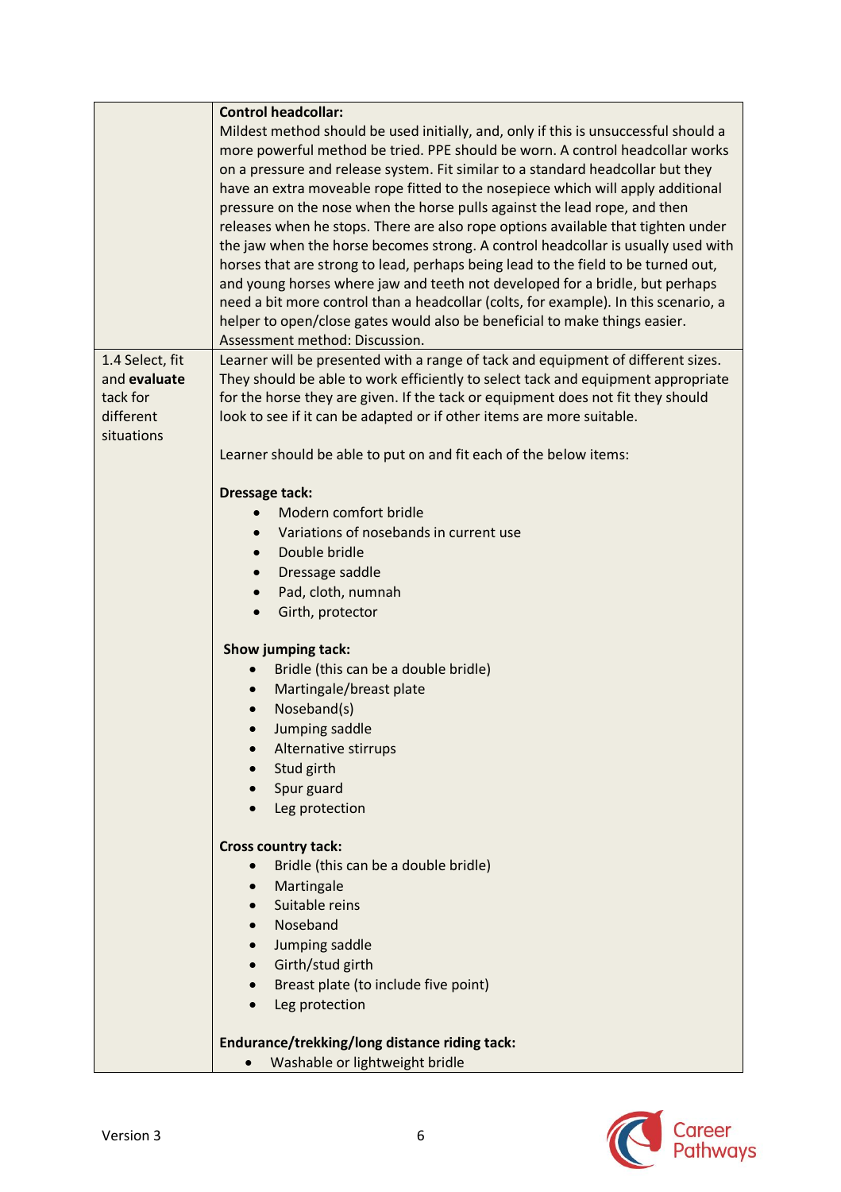| | |
|---|---|
| | **Control headcollar:**<br>Mildest method should be used initially, and, only if this is unsuccessful should a more powerful method be tried. PPE should be worn. A control headcollar works on a pressure and release system. Fit similar to a standard headcollar but they have an extra moveable rope fitted to the nosepiece which will apply additional pressure on the nose when the horse pulls against the lead rope, and then releases when he stops. There are also rope options available that tighten under the jaw when the horse becomes strong. A control headcollar is usually used with horses that are strong to lead, perhaps being lead to the field to be turned out, and young horses where jaw and teeth not developed for a bridle, but perhaps need a bit more control than a headcollar (colts, for example). In this scenario, a helper to open/close gates would also be beneficial to make things easier.<br>Assessment method: Discussion. |
| 1.4 Select, fit and **evaluate** tack for different situations | Learner will be presented with a range of tack and equipment of different sizes. They should be able to work efficiently to select tack and equipment appropriate for the horse they are given. If the tack or equipment does not fit they should look to see if it can be adapted or if other items are more suitable.<br><br>Learner should be able to put on and fit each of the below items:<br><br>**Dressage tack:**<br>• Modern comfort bridle<br>• Variations of nosebands in current use<br>• Double bridle<br>• Dressage saddle<br>• Pad, cloth, numnah<br>• Girth, protector<br><br>**Show jumping tack:**<br>• Bridle (this can be a double bridle)<br>• Martingale/breast plate<br>• Noseband(s)<br>• Jumping saddle<br>• Alternative stirrups<br>• Stud girth<br>• Spur guard<br>• Leg protection<br><br>**Cross country tack:**<br>• Bridle (this can be a double bridle)<br>• Martingale<br>• Suitable reins<br>• Noseband<br>• Jumping saddle<br>• Girth/stud girth<br>• Breast plate (to include five point)<br>• Leg protection<br><br>**Endurance/trekking/long distance riding tack:**<br>• Washable or lightweight bridle |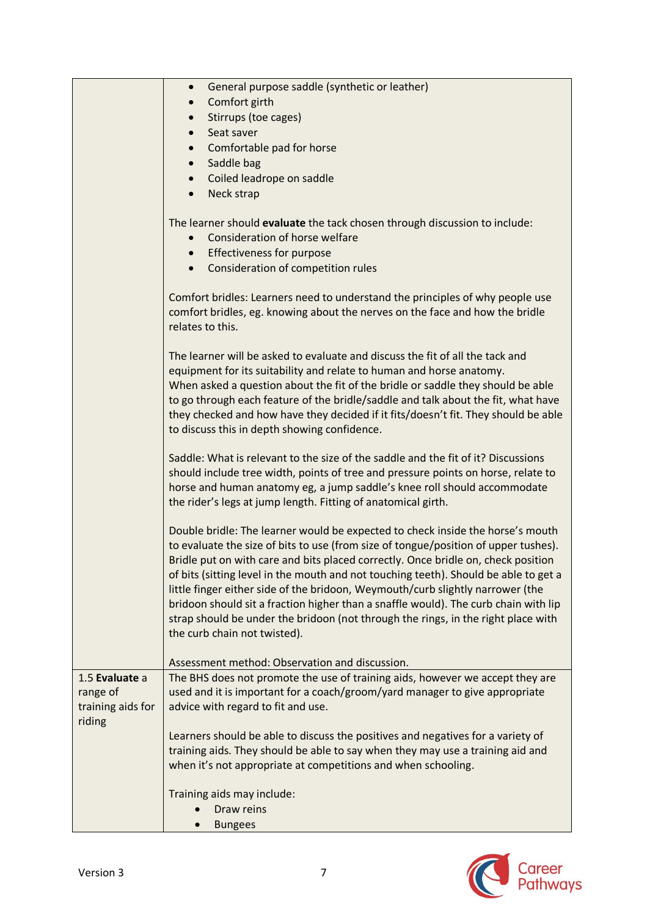| | |
|---|---|
| | • General purpose saddle (synthetic or leather)<br>• Comfort girth<br>• Stirrups (toe cages)<br>• Seat saver<br>• Comfortable pad for horse<br>• Saddle bag<br>• Coiled leadrope on saddle<br>• Neck strap<br><br>The learner should **evaluate** the tack chosen through discussion to include:<br>• Consideration of horse welfare<br>• Effectiveness for purpose<br>• Consideration of competition rules<br><br>Comfort bridles: Learners need to understand the principles of why people use comfort bridles, eg. knowing about the nerves on the face and how the bridle relates to this.<br><br>The learner will be asked to evaluate and discuss the fit of all the tack and equipment for its suitability and relate to human and horse anatomy.<br>When asked a question about the fit of the bridle or saddle they should be able to go through each feature of the bridle/saddle and talk about the fit, what have they checked and how have they decided if it fits/doesn't fit. They should be able to discuss this in depth showing confidence.<br><br>Saddle: What is relevant to the size of the saddle and the fit of it? Discussions should include tree width, points of tree and pressure points on horse, relate to horse and human anatomy eg, a jump saddle's knee roll should accommodate the rider's legs at jump length. Fitting of anatomical girth.<br><br>Double bridle: The learner would be expected to check inside the horse's mouth to evaluate the size of bits to use (from size of tongue/position of upper tushes). Bridle put on with care and bits placed correctly. Once bridle on, check position of bits (sitting level in the mouth and not touching teeth). Should be able to get a little finger either side of the bridoon, Weymouth/curb slightly narrower (the bridoon should sit a fraction higher than a snaffle would). The curb chain with lip strap should be under the bridoon (not through the rings, in the right place with the curb chain not twisted).<br><br>Assessment method: Observation and discussion. |
| 1.5 **Evaluate** a range of training aids for riding | The BHS does not promote the use of training aids, however we accept they are used and it is important for a coach/groom/yard manager to give appropriate advice with regard to fit and use.<br><br>Learners should be able to discuss the positives and negatives for a variety of training aids. They should be able to say when they may use a training aid and when it's not appropriate at competitions and when schooling.<br><br>Training aids may include:<br>• Draw reins<br>• Bungees |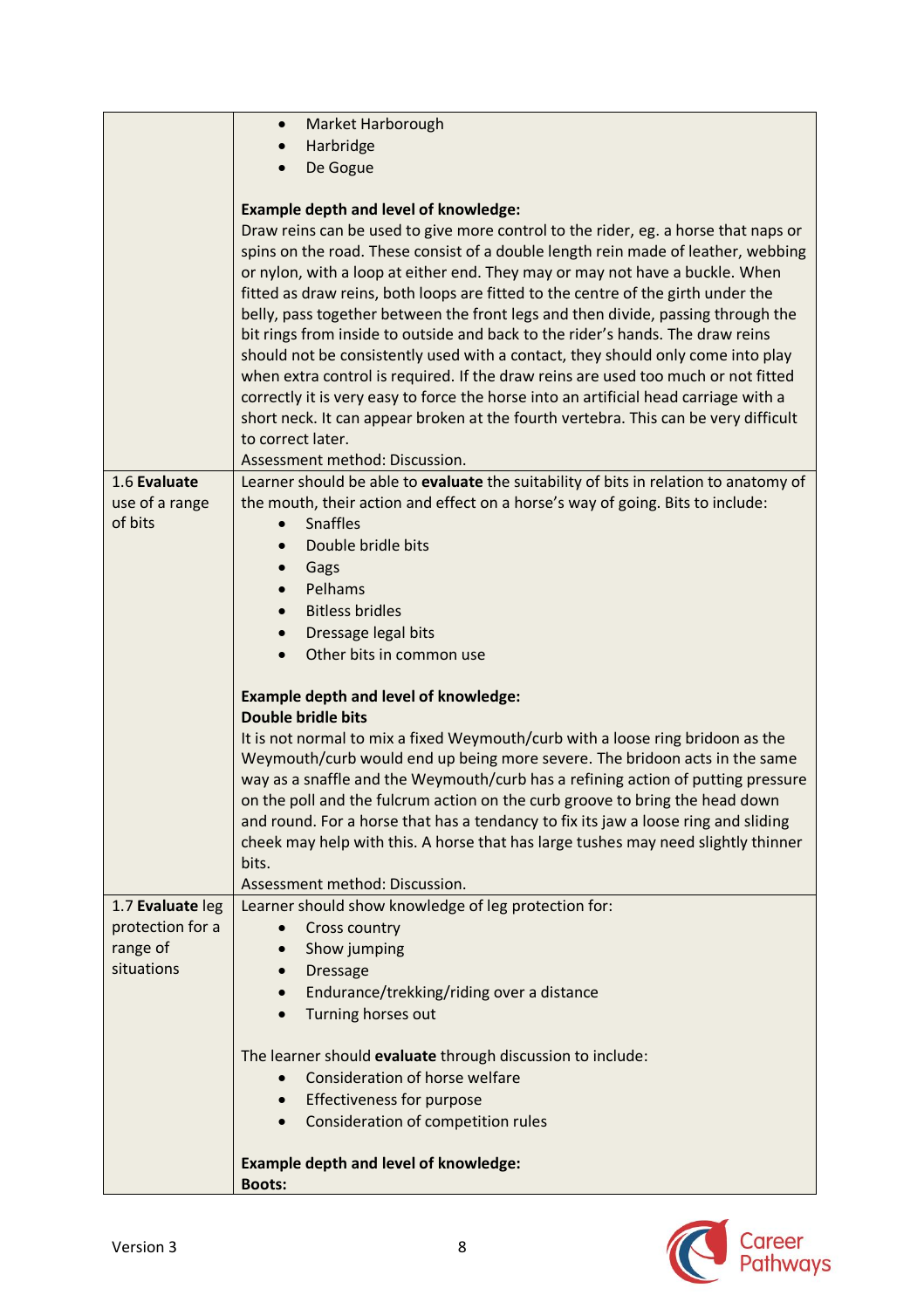| | |
|---|---|
| | • Market Harborough<br>• Harbridge<br>• De Gogue<br><br>**Example depth and level of knowledge:**<br>Draw reins can be used to give more control to the rider, eg. a horse that naps or spins on the road. These consist of a double length rein made of leather, webbing or nylon, with a loop at either end. They may or may not have a buckle. When fitted as draw reins, both loops are fitted to the centre of the girth under the belly, pass together between the front legs and then divide, passing through the bit rings from inside to outside and back to the rider's hands. The draw reins should not be consistently used with a contact, they should only come into play when extra control is required. If the draw reins are used too much or not fitted correctly it is very easy to force the horse into an artificial head carriage with a short neck. It can appear broken at the fourth vertebra. This can be very difficult to correct later.<br>Assessment method: Discussion. |
| 1.6 **Evaluate** use of a range of bits | Learner should be able to **evaluate** the suitability of bits in relation to anatomy of the mouth, their action and effect on a horse's way of going. Bits to include:<br>• Snaffles<br>• Double bridle bits<br>• Gags<br>• Pelhams<br>• Bitless bridles<br>• Dressage legal bits<br>• Other bits in common use<br><br>**Example depth and level of knowledge:**<br>**Double bridle bits**<br>It is not normal to mix a fixed Weymouth/curb with a loose ring bridoon as the Weymouth/curb would end up being more severe. The bridoon acts in the same way as a snaffle and the Weymouth/curb has a refining action of putting pressure on the poll and the fulcrum action on the curb groove to bring the head down and round. For a horse that has a tendancy to fix its jaw a loose ring and sliding cheek may help with this. A horse that has large tushes may need slightly thinner bits.<br>Assessment method: Discussion. |
| 1.7 **Evaluate** leg protection for a range of situations | Learner should show knowledge of leg protection for:<br>• Cross country<br>• Show jumping<br>• Dressage<br>• Endurance/trekking/riding over a distance<br>• Turning horses out<br><br>The learner should **evaluate** through discussion to include:<br>• Consideration of horse welfare<br>• Effectiveness for purpose<br>• Consideration of competition rules<br><br>**Example depth and level of knowledge:**<br>**Boots:** |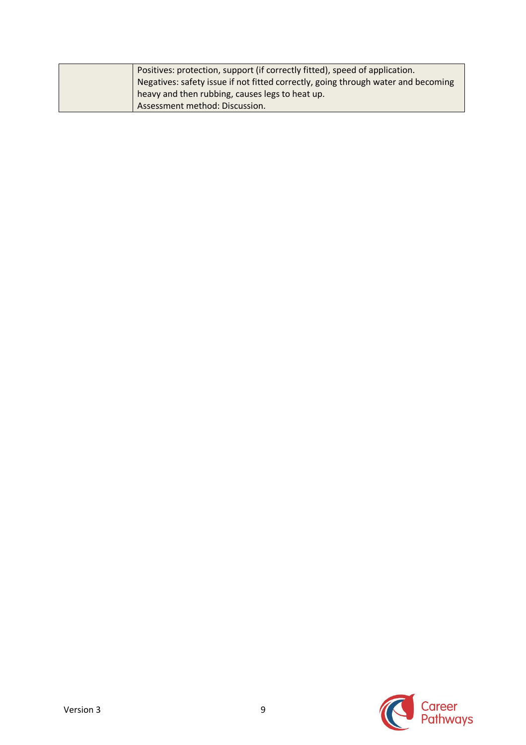| | |
|---|---|
| | Positives: protection, support (if correctly fitted), speed of application.<br>Negatives: safety issue if not fitted correctly, going through water and becoming heavy and then rubbing, causes legs to heat up.<br>Assessment method: Discussion. |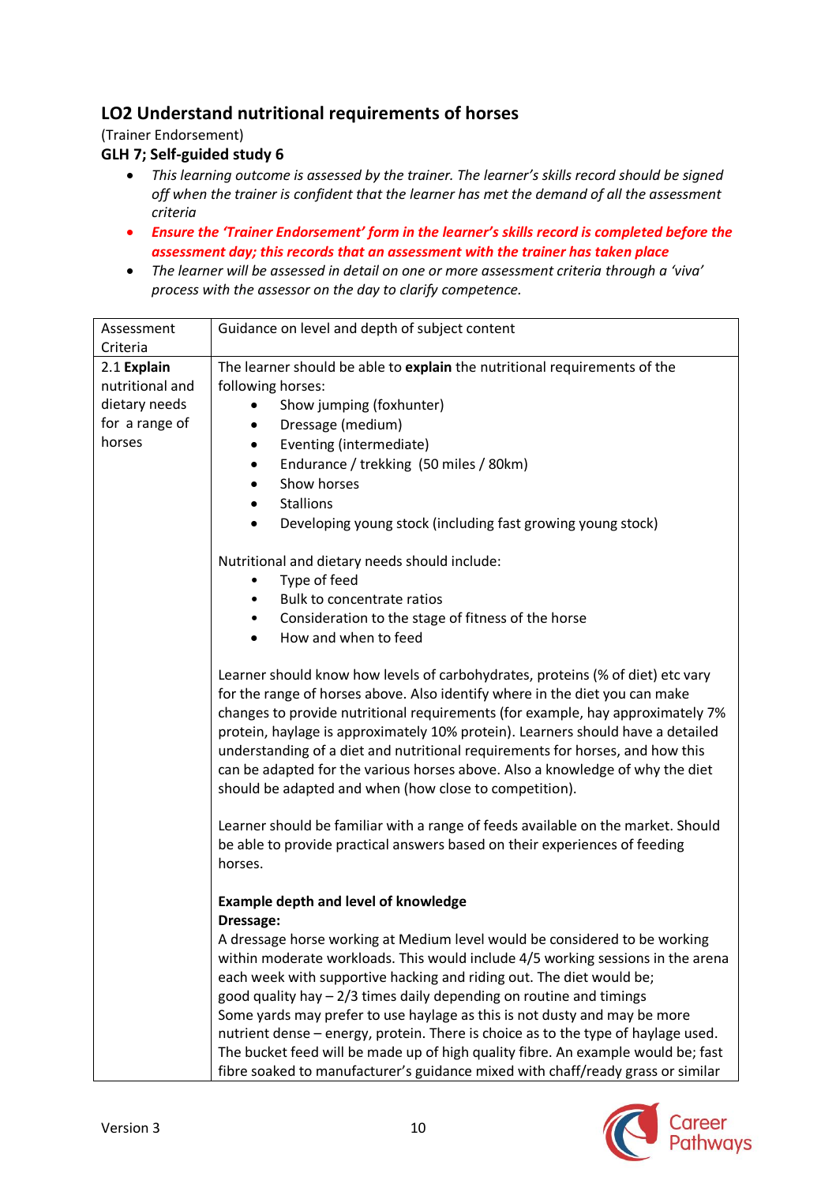## LO2 Understand nutritional requirements of horses

(Trainer Endorsement)

**GLH 7; Self-guided study 6**

- *This learning outcome is assessed by the trainer. The learner's skills record should be signed off when the trainer is confident that the learner has met the demand of all the assessment criteria*
- ***Ensure the 'Trainer Endorsement' form in the learner's skills record is completed before the assessment day; this records that an assessment with the trainer has taken place***
- *The learner will be assessed in detail on one or more assessment criteria through a 'viva' process with the assessor on the day to clarify competence.*

| Assessment Criteria | Guidance on level and depth of subject content |
|---|---|
| 2.1 **Explain** nutritional and dietary needs for a range of horses | The learner should be able to **explain** the nutritional requirements of the following horses:<br>• Show jumping (foxhunter)<br>• Dressage (medium)<br>• Eventing (intermediate)<br>• Endurance / trekking (50 miles / 80km)<br>• Show horses<br>• Stallions<br>• Developing young stock (including fast growing young stock)<br><br>Nutritional and dietary needs should include:<br>• Type of feed<br>• Bulk to concentrate ratios<br>• Consideration to the stage of fitness of the horse<br>• How and when to feed<br><br>Learner should know how levels of carbohydrates, proteins (% of diet) etc vary for the range of horses above. Also identify where in the diet you can make changes to provide nutritional requirements (for example, hay approximately 7% protein, haylage is approximately 10% protein). Learners should have a detailed understanding of a diet and nutritional requirements for horses, and how this can be adapted for the various horses above. Also a knowledge of why the diet should be adapted and when (how close to competition).<br><br>Learner should be familiar with a range of feeds available on the market. Should be able to provide practical answers based on their experiences of feeding horses.<br><br>**Example depth and level of knowledge**<br>**Dressage:**<br>A dressage horse working at Medium level would be considered to be working within moderate workloads. This would include 4/5 working sessions in the arena each week with supportive hacking and riding out. The diet would be;<br>good quality hay – 2/3 times daily depending on routine and timings<br>Some yards may prefer to use haylage as this is not dusty and may be more nutrient dense – energy, protein. There is choice as to the type of haylage used.<br>The bucket feed will be made up of high quality fibre. An example would be; fast fibre soaked to manufacturer's guidance mixed with chaff/ready grass or similar |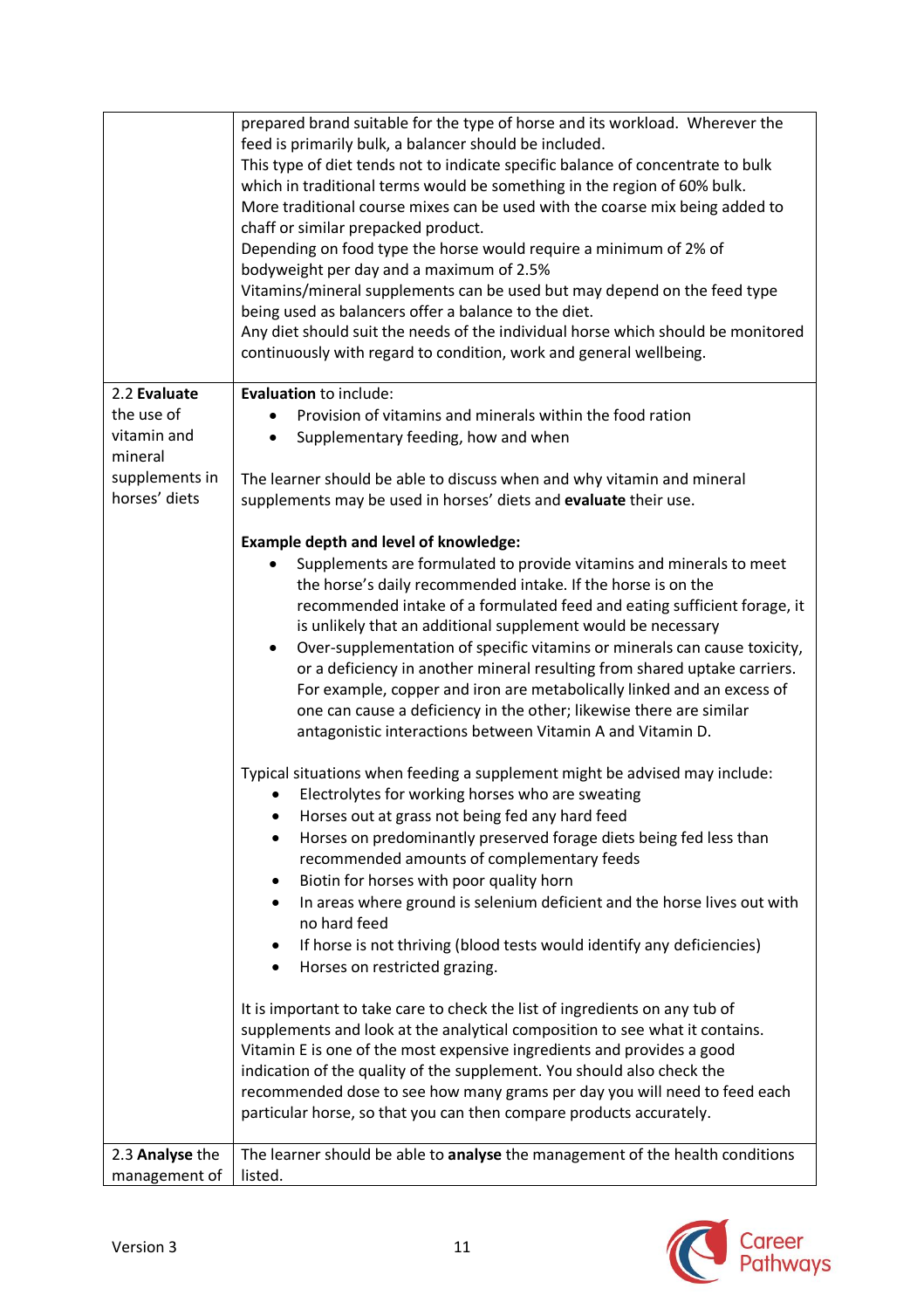| | |
|---|---|
| | prepared brand suitable for the type of horse and its workload. Wherever the feed is primarily bulk, a balancer should be included.<br>This type of diet tends not to indicate specific balance of concentrate to bulk which in traditional terms would be something in the region of 60% bulk.<br>More traditional course mixes can be used with the coarse mix being added to chaff or similar prepacked product.<br>Depending on food type the horse would require a minimum of 2% of bodyweight per day and a maximum of 2.5%<br>Vitamins/mineral supplements can be used but may depend on the feed type being used as balancers offer a balance to the diet.<br>Any diet should suit the needs of the individual horse which should be monitored continuously with regard to condition, work and general wellbeing. |
| 2.2 **Evaluate** the use of vitamin and mineral supplements in horses' diets | **Evaluation** to include:<br>• Provision of vitamins and minerals within the food ration<br>• Supplementary feeding, how and when<br><br>The learner should be able to discuss when and why vitamin and mineral supplements may be used in horses' diets and **evaluate** their use.<br><br>**Example depth and level of knowledge:**<br>• Supplements are formulated to provide vitamins and minerals to meet the horse's daily recommended intake. If the horse is on the recommended intake of a formulated feed and eating sufficient forage, it is unlikely that an additional supplement would be necessary<br>• Over-supplementation of specific vitamins or minerals can cause toxicity, or a deficiency in another mineral resulting from shared uptake carriers. For example, copper and iron are metabolically linked and an excess of one can cause a deficiency in the other; likewise there are similar antagonistic interactions between Vitamin A and Vitamin D.<br><br>Typical situations when feeding a supplement might be advised may include:<br>• Electrolytes for working horses who are sweating<br>• Horses out at grass not being fed any hard feed<br>• Horses on predominantly preserved forage diets being fed less than recommended amounts of complementary feeds<br>• Biotin for horses with poor quality horn<br>• In areas where ground is selenium deficient and the horse lives out with no hard feed<br>• If horse is not thriving (blood tests would identify any deficiencies)<br>• Horses on restricted grazing.<br><br>It is important to take care to check the list of ingredients on any tub of supplements and look at the analytical composition to see what it contains. Vitamin E is one of the most expensive ingredients and provides a good indication of the quality of the supplement. You should also check the recommended dose to see how many grams per day you will need to feed each particular horse, so that you can then compare products accurately. |
| 2.3 **Analyse** the management of | The learner should be able to **analyse** the management of the health conditions listed. |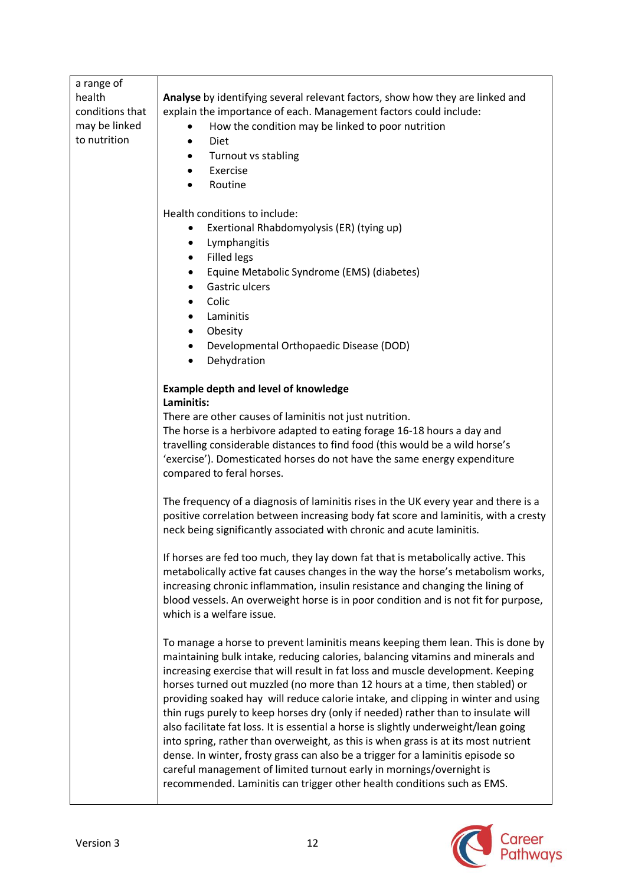| | |
|---|---|
| a range of health conditions that may be linked to nutrition | **Analyse** by identifying several relevant factors, show how they are linked and explain the importance of each. Management factors could include:<br>• How the condition may be linked to poor nutrition<br>• Diet<br>• Turnout vs stabling<br>• Exercise<br>• Routine<br><br>Health conditions to include:<br>• Exertional Rhabdomyolysis (ER) (tying up)<br>• Lymphangitis<br>• Filled legs<br>• Equine Metabolic Syndrome (EMS) (diabetes)<br>• Gastric ulcers<br>• Colic<br>• Laminitis<br>• Obesity<br>• Developmental Orthopaedic Disease (DOD)<br>• Dehydration<br><br>**Example depth and level of knowledge**<br>**Laminitis:**<br>There are other causes of laminitis not just nutrition.<br>The horse is a herbivore adapted to eating forage 16-18 hours a day and travelling considerable distances to find food (this would be a wild horse's 'exercise'). Domesticated horses do not have the same energy expenditure compared to feral horses.<br><br>The frequency of a diagnosis of laminitis rises in the UK every year and there is a positive correlation between increasing body fat score and laminitis, with a cresty neck being significantly associated with chronic and acute laminitis.<br><br>If horses are fed too much, they lay down fat that is metabolically active. This metabolically active fat causes changes in the way the horse's metabolism works, increasing chronic inflammation, insulin resistance and changing the lining of blood vessels. An overweight horse is in poor condition and is not fit for purpose, which is a welfare issue.<br><br>To manage a horse to prevent laminitis means keeping them lean. This is done by maintaining bulk intake, reducing calories, balancing vitamins and minerals and increasing exercise that will result in fat loss and muscle development. Keeping horses turned out muzzled (no more than 12 hours at a time, then stabled) or providing soaked hay will reduce calorie intake, and clipping in winter and using thin rugs purely to keep horses dry (only if needed) rather than to insulate will also facilitate fat loss. It is essential a horse is slightly underweight/lean going into spring, rather than overweight, as this is when grass is at its most nutrient dense. In winter, frosty grass can also be a trigger for a laminitis episode so careful management of limited turnout early in mornings/overnight is recommended. Laminitis can trigger other health conditions such as EMS. |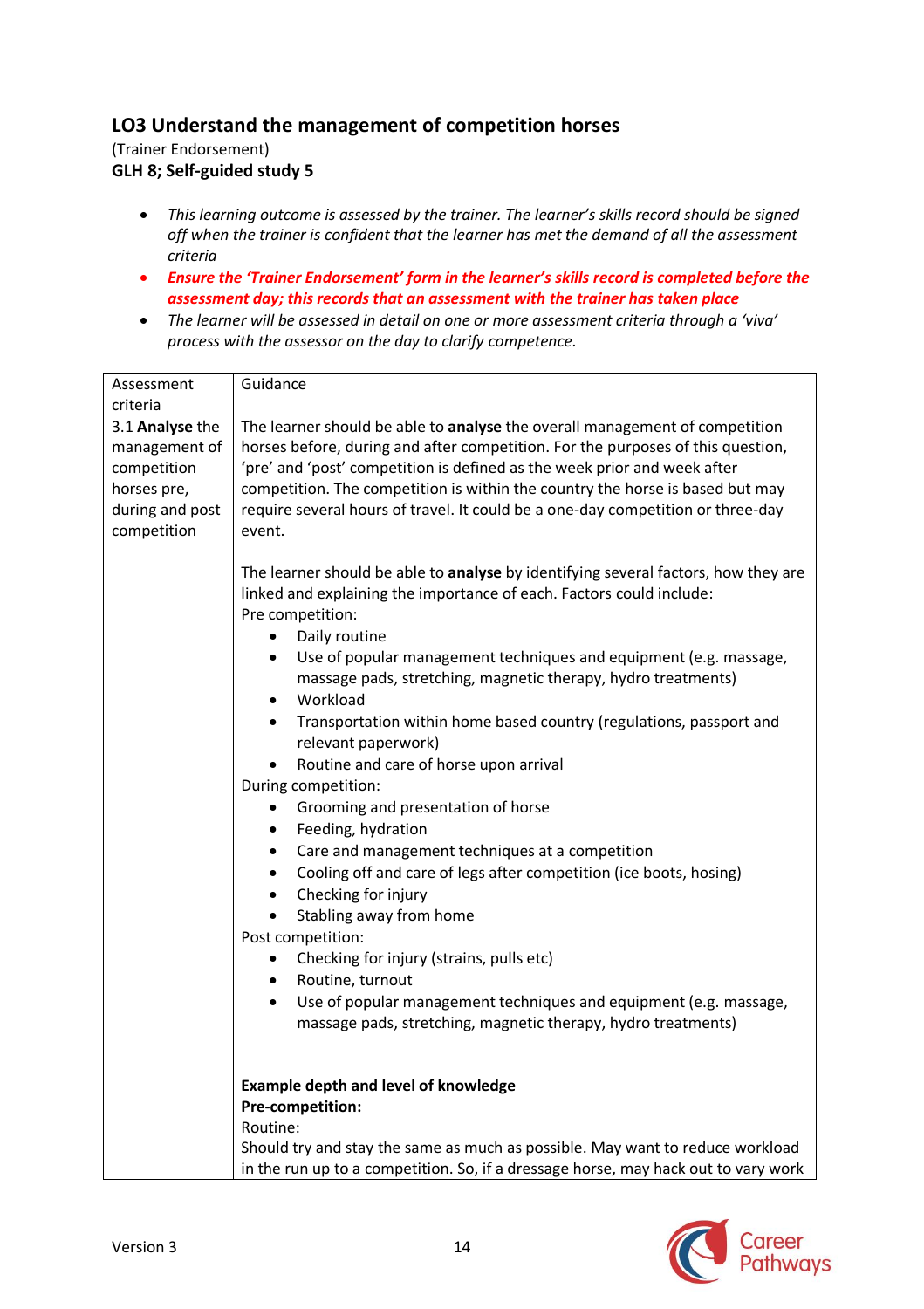## LO3 Understand the management of competition horses

(Trainer Endorsement)

**GLH 8; Self-guided study 5**

- *This learning outcome is assessed by the trainer. The learner's skills record should be signed off when the trainer is confident that the learner has met the demand of all the assessment criteria*
- ***Ensure the 'Trainer Endorsement' form in the learner's skills record is completed before the assessment day; this records that an assessment with the trainer has taken place***
- *The learner will be assessed in detail on one or more assessment criteria through a 'viva' process with the assessor on the day to clarify competence.*

| Assessment criteria | Guidance |
|---|---|
| 3.1 **Analyse** the management of competition horses pre, during and post competition | The learner should be able to **analyse** the overall management of competition horses before, during and after competition. For the purposes of this question, 'pre' and 'post' competition is defined as the week prior and week after competition. The competition is within the country the horse is based but may require several hours of travel. It could be a one-day competition or three-day event.<br><br>The learner should be able to **analyse** by identifying several factors, how they are linked and explaining the importance of each. Factors could include:<br>Pre competition:<br>• Daily routine<br>• Use of popular management techniques and equipment (e.g. massage, massage pads, stretching, magnetic therapy, hydro treatments)<br>• Workload<br>• Transportation within home based country (regulations, passport and relevant paperwork)<br>• Routine and care of horse upon arrival<br>During competition:<br>• Grooming and presentation of horse<br>• Feeding, hydration<br>• Care and management techniques at a competition<br>• Cooling off and care of legs after competition (ice boots, hosing)<br>• Checking for injury<br>• Stabling away from home<br>Post competition:<br>• Checking for injury (strains, pulls etc)<br>• Routine, turnout<br>• Use of popular management techniques and equipment (e.g. massage, massage pads, stretching, magnetic therapy, hydro treatments)<br><br>**Example depth and level of knowledge**<br>**Pre-competition:**<br>Routine:<br>Should try and stay the same as much as possible. May want to reduce workload in the run up to a competition. So, if a dressage horse, may hack out to vary work |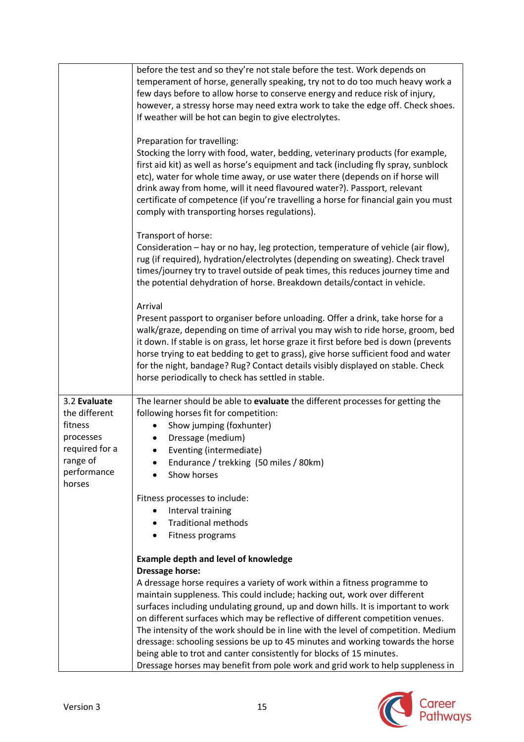| | |
|---|---|
| | before the test and so they're not stale before the test. Work depends on temperament of horse, generally speaking, try not to do too much heavy work a few days before to allow horse to conserve energy and reduce risk of injury, however, a stressy horse may need extra work to take the edge off. Check shoes. If weather will be hot can begin to give electrolytes.<br><br>Preparation for travelling:<br>Stocking the lorry with food, water, bedding, veterinary products (for example, first aid kit) as well as horse's equipment and tack (including fly spray, sunblock etc), water for whole time away, or use water there (depends on if horse will drink away from home, will it need flavoured water?). Passport, relevant certificate of competence (if you're travelling a horse for financial gain you must comply with transporting horses regulations).<br><br>Transport of horse:<br>Consideration – hay or no hay, leg protection, temperature of vehicle (air flow), rug (if required), hydration/electrolytes (depending on sweating). Check travel times/journey try to travel outside of peak times, this reduces journey time and the potential dehydration of horse. Breakdown details/contact in vehicle.<br><br>Arrival<br>Present passport to organiser before unloading. Offer a drink, take horse for a walk/graze, depending on time of arrival you may wish to ride horse, groom, bed it down. If stable is on grass, let horse graze it first before bed is down (prevents horse trying to eat bedding to get to grass), give horse sufficient food and water for the night, bandage? Rug? Contact details visibly displayed on stable. Check horse periodically to check has settled in stable. |
| 3.2 **Evaluate** the different fitness processes required for a range of performance horses | The learner should be able to **evaluate** the different processes for getting the following horses fit for competition:<br>• Show jumping (foxhunter)<br>• Dressage (medium)<br>• Eventing (intermediate)<br>• Endurance / trekking (50 miles / 80km)<br>• Show horses<br><br>Fitness processes to include:<br>• Interval training<br>• Traditional methods<br>• Fitness programs<br><br>**Example depth and level of knowledge**<br>**Dressage horse:**<br>A dressage horse requires a variety of work within a fitness programme to maintain suppleness. This could include; hacking out, work over different surfaces including undulating ground, up and down hills. It is important to work on different surfaces which may be reflective of different competition venues. The intensity of the work should be in line with the level of competition. Medium dressage: schooling sessions be up to 45 minutes and working towards the horse being able to trot and canter consistently for blocks of 15 minutes.<br>Dressage horses may benefit from pole work and grid work to help suppleness in |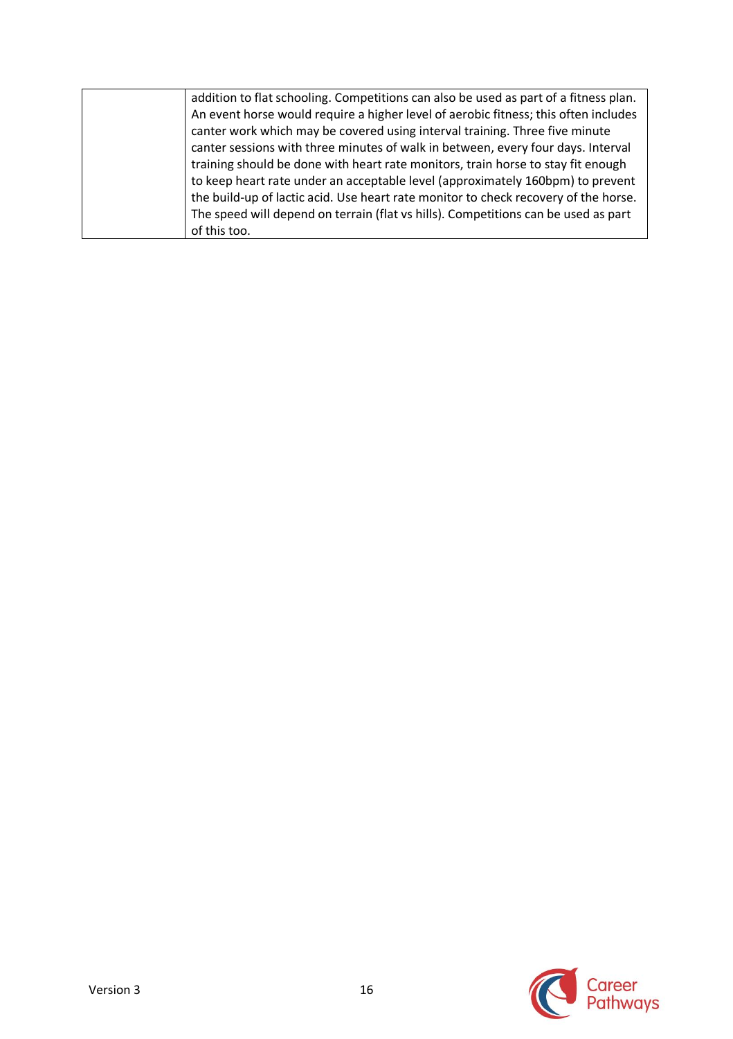|  |  |
|---|---|
|  | addition to flat schooling. Competitions can also be used as part of a fitness plan. An event horse would require a higher level of aerobic fitness; this often includes canter work which may be covered using interval training. Three five minute canter sessions with three minutes of walk in between, every four days. Interval training should be done with heart rate monitors, train horse to stay fit enough to keep heart rate under an acceptable level (approximately 160bpm) to prevent the build-up of lactic acid. Use heart rate monitor to check recovery of the horse. The speed will depend on terrain (flat vs hills). Competitions can be used as part of this too. |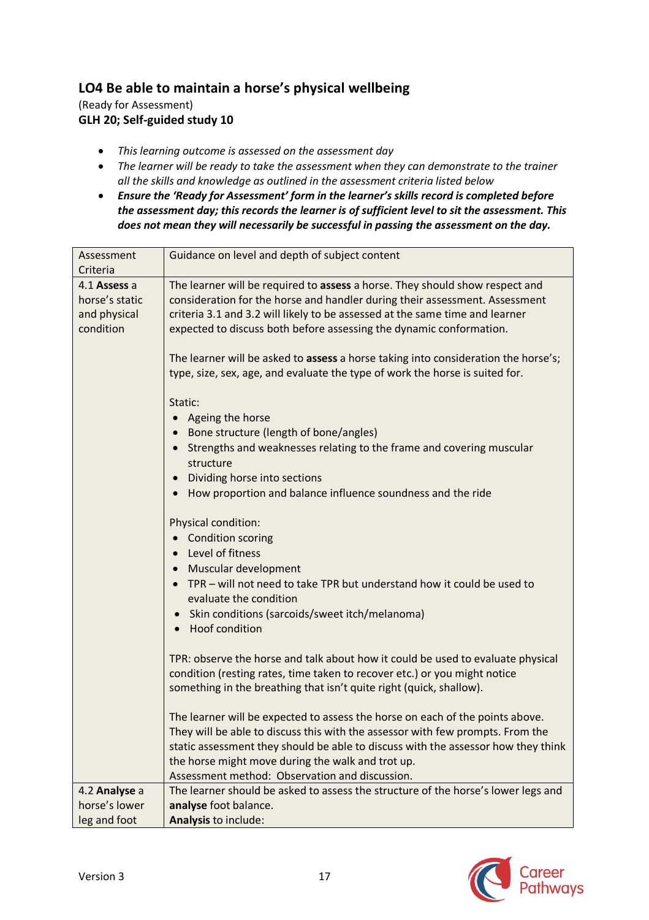## LO4 Be able to maintain a horse's physical wellbeing

(Ready for Assessment)

**GLH 20; Self-guided study 10**

- *This learning outcome is assessed on the assessment day*
- *The learner will be ready to take the assessment when they can demonstrate to the trainer all the skills and knowledge as outlined in the assessment criteria listed below*
- ***Ensure the 'Ready for Assessment' form in the learner's skills record is completed before the assessment day; this records the learner is of sufficient level to sit the assessment. This does not mean they will necessarily be successful in passing the assessment on the day.***

| Assessment Criteria | Guidance on level and depth of subject content |
|---|---|
| 4.1 **Assess** a horse's static and physical condition | The learner will be required to **assess** a horse. They should show respect and consideration for the horse and handler during their assessment. Assessment criteria 3.1 and 3.2 will likely to be assessed at the same time and learner expected to discuss both before assessing the dynamic conformation.<br><br>The learner will be asked to **assess** a horse taking into consideration the horse's; type, size, sex, age, and evaluate the type of work the horse is suited for.<br><br>Static:<br>• Ageing the horse<br>• Bone structure (length of bone/angles)<br>• Strengths and weaknesses relating to the frame and covering muscular structure<br>• Dividing horse into sections<br>• How proportion and balance influence soundness and the ride<br><br>Physical condition:<br>• Condition scoring<br>• Level of fitness<br>• Muscular development<br>• TPR – will not need to take TPR but understand how it could be used to evaluate the condition<br>• Skin conditions (sarcoids/sweet itch/melanoma)<br>• Hoof condition<br><br>TPR: observe the horse and talk about how it could be used to evaluate physical condition (resting rates, time taken to recover etc.) or you might notice something in the breathing that isn't quite right (quick, shallow).<br><br>The learner will be expected to assess the horse on each of the points above. They will be able to discuss this with the assessor with few prompts. From the static assessment they should be able to discuss with the assessor how they think the horse might move during the walk and trot up.<br>Assessment method: Observation and discussion. |
| 4.2 **Analyse** a horse's lower leg and foot | The learner should be asked to assess the structure of the horse's lower legs and **analyse** foot balance.<br>**Analysis** to include: |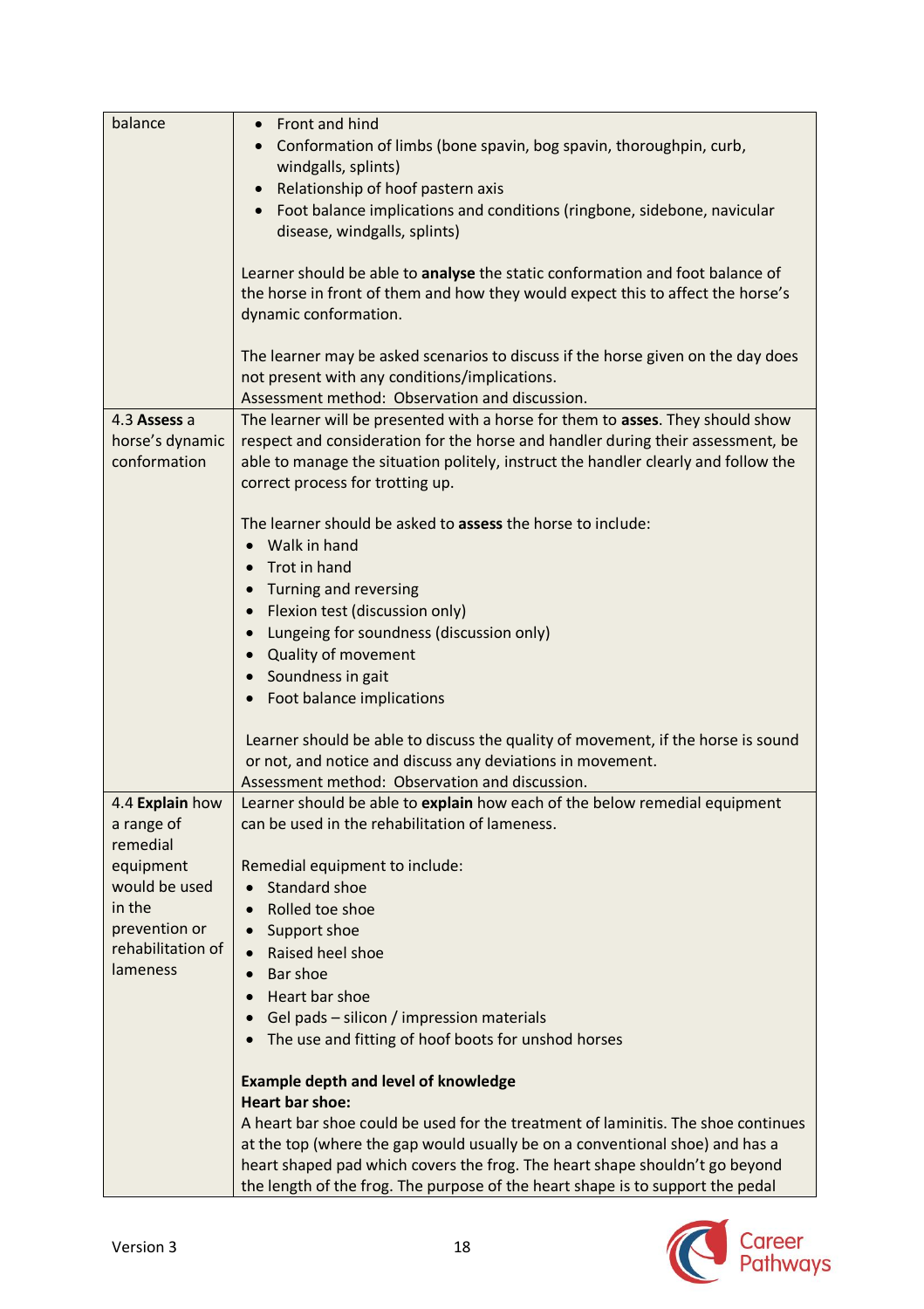| | |
|---|---|
| balance | • Front and hind<br>• Conformation of limbs (bone spavin, bog spavin, thoroughpin, curb, windgalls, splints)<br>• Relationship of hoof pastern axis<br>• Foot balance implications and conditions (ringbone, sidebone, navicular disease, windgalls, splints)<br><br>Learner should be able to **analyse** the static conformation and foot balance of the horse in front of them and how they would expect this to affect the horse's dynamic conformation.<br><br>The learner may be asked scenarios to discuss if the horse given on the day does not present with any conditions/implications.<br>Assessment method: Observation and discussion. |
| 4.3 **Assess** a horse's dynamic conformation | The learner will be presented with a horse for them to **asses**. They should show respect and consideration for the horse and handler during their assessment, be able to manage the situation politely, instruct the handler clearly and follow the correct process for trotting up.<br><br>The learner should be asked to **assess** the horse to include:<br>• Walk in hand<br>• Trot in hand<br>• Turning and reversing<br>• Flexion test (discussion only)<br>• Lungeing for soundness (discussion only)<br>• Quality of movement<br>• Soundness in gait<br>• Foot balance implications<br><br>Learner should be able to discuss the quality of movement, if the horse is sound or not, and notice and discuss any deviations in movement.<br>Assessment method: Observation and discussion. |
| 4.4 **Explain** how a range of remedial equipment would be used in the prevention or rehabilitation of lameness | Learner should be able to **explain** how each of the below remedial equipment can be used in the rehabilitation of lameness.<br><br>Remedial equipment to include:<br>• Standard shoe<br>• Rolled toe shoe<br>• Support shoe<br>• Raised heel shoe<br>• Bar shoe<br>• Heart bar shoe<br>• Gel pads – silicon / impression materials<br>• The use and fitting of hoof boots for unshod horses<br><br>**Example depth and level of knowledge**<br>**Heart bar shoe:**<br>A heart bar shoe could be used for the treatment of laminitis. The shoe continues at the top (where the gap would usually be on a conventional shoe) and has a heart shaped pad which covers the frog. The heart shape shouldn't go beyond the length of the frog. The purpose of the heart shape is to support the pedal |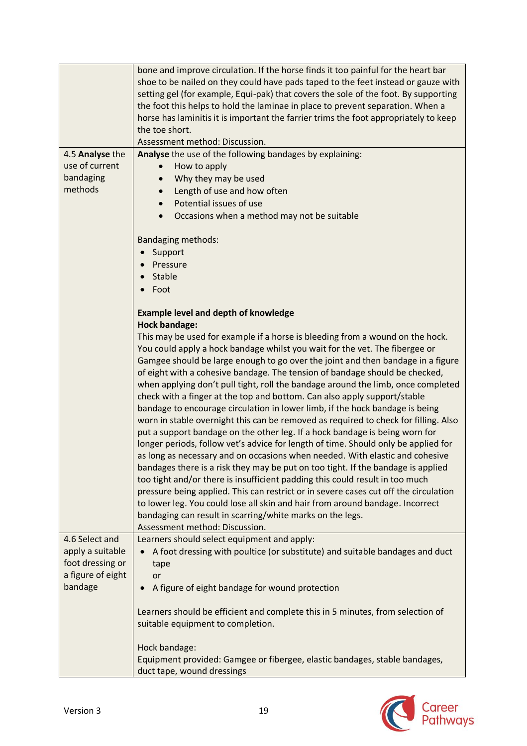| | |
|---|---|
| | bone and improve circulation. If the horse finds it too painful for the heart bar shoe to be nailed on they could have pads taped to the feet instead or gauze with setting gel (for example, Equi-pak) that covers the sole of the foot. By supporting the foot this helps to hold the laminae in place to prevent separation. When a horse has laminitis it is important the farrier trims the foot appropriately to keep the toe short.<br>Assessment method: Discussion. |
| 4.5 **Analyse** the use of current bandaging methods | **Analyse** the use of the following bandages by explaining:<br>• How to apply<br>• Why they may be used<br>• Length of use and how often<br>• Potential issues of use<br>• Occasions when a method may not be suitable<br><br>Bandaging methods:<br>• Support<br>• Pressure<br>• Stable<br>• Foot<br><br>**Example level and depth of knowledge**<br>**Hock bandage:**<br>This may be used for example if a horse is bleeding from a wound on the hock. You could apply a hock bandage whilst you wait for the vet. The fibergee or Gamgee should be large enough to go over the joint and then bandage in a figure of eight with a cohesive bandage. The tension of bandage should be checked, when applying don't pull tight, roll the bandage around the limb, once completed check with a finger at the top and bottom. Can also apply support/stable bandage to encourage circulation in lower limb, if the hock bandage is being worn in stable overnight this can be removed as required to check for filling. Also put a support bandage on the other leg. If a hock bandage is being worn for longer periods, follow vet's advice for length of time. Should only be applied for as long as necessary and on occasions when needed. With elastic and cohesive bandages there is a risk they may be put on too tight. If the bandage is applied too tight and/or there is insufficient padding this could result in too much pressure being applied. This can restrict or in severe cases cut off the circulation to lower leg. You could lose all skin and hair from around bandage. Incorrect bandaging can result in scarring/white marks on the legs.<br>Assessment method: Discussion. |
| 4.6 Select and apply a suitable foot dressing or a figure of eight bandage | Learners should select equipment and apply:<br>• A foot dressing with poultice (or substitute) and suitable bandages and duct tape<br>or<br>• A figure of eight bandage for wound protection<br><br>Learners should be efficient and complete this in 5 minutes, from selection of suitable equipment to completion.<br><br>Hock bandage:<br>Equipment provided: Gamgee or fibergee, elastic bandages, stable bandages, duct tape, wound dressings |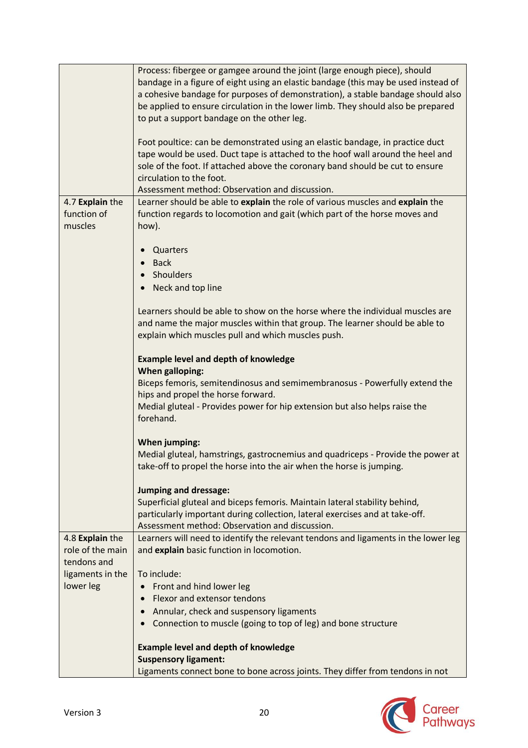| | |
|---|---|
| | Process: fibergee or gamgee around the joint (large enough piece), should bandage in a figure of eight using an elastic bandage (this may be used instead of a cohesive bandage for purposes of demonstration), a stable bandage should also be applied to ensure circulation in the lower limb. They should also be prepared to put a support bandage on the other leg.<br><br>Foot poultice: can be demonstrated using an elastic bandage, in practice duct tape would be used. Duct tape is attached to the hoof wall around the heel and sole of the foot. If attached above the coronary band should be cut to ensure circulation to the foot.<br>Assessment method: Observation and discussion. |
| 4.7 **Explain** the function of muscles | Learner should be able to **explain** the role of various muscles and **explain** the function regards to locomotion and gait (which part of the horse moves and how).<br><br>• Quarters<br>• Back<br>• Shoulders<br>• Neck and top line<br><br>Learners should be able to show on the horse where the individual muscles are and name the major muscles within that group. The learner should be able to explain which muscles pull and which muscles push.<br><br>**Example level and depth of knowledge**<br>**When galloping:**<br>Biceps femoris, semitendinosus and semimembranosus - Powerfully extend the hips and propel the horse forward.<br>Medial gluteal - Provides power for hip extension but also helps raise the forehand.<br><br>**When jumping:**<br>Medial gluteal, hamstrings, gastrocnemius and quadriceps - Provide the power at take-off to propel the horse into the air when the horse is jumping.<br><br>**Jumping and dressage:**<br>Superficial gluteal and biceps femoris. Maintain lateral stability behind, particularly important during collection, lateral exercises and at take-off.<br>Assessment method: Observation and discussion. |
| 4.8 **Explain** the role of the main tendons and ligaments in the lower leg | Learners will need to identify the relevant tendons and ligaments in the lower leg and **explain** basic function in locomotion.<br><br>To include:<br>• Front and hind lower leg<br>• Flexor and extensor tendons<br>• Annular, check and suspensory ligaments<br>• Connection to muscle (going to top of leg) and bone structure<br><br>**Example level and depth of knowledge**<br>**Suspensory ligament:**<br>Ligaments connect bone to bone across joints. They differ from tendons in not |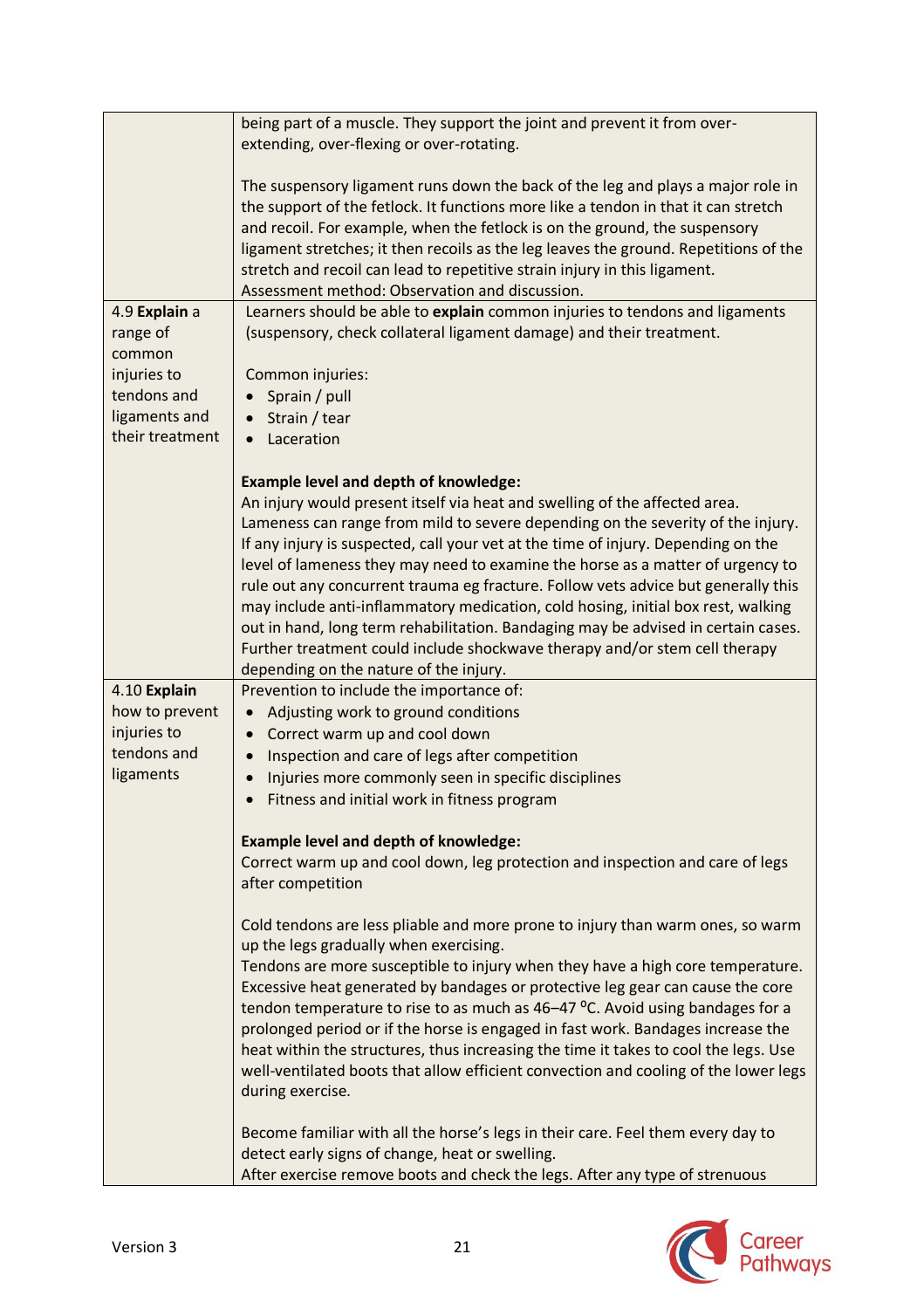| | |
|---|---|
| | being part of a muscle. They support the joint and prevent it from over-extending, over-flexing or over-rotating.<br><br>The suspensory ligament runs down the back of the leg and plays a major role in the support of the fetlock. It functions more like a tendon in that it can stretch and recoil. For example, when the fetlock is on the ground, the suspensory ligament stretches; it then recoils as the leg leaves the ground. Repetitions of the stretch and recoil can lead to repetitive strain injury in this ligament.<br>Assessment method: Observation and discussion. |
| 4.9 **Explain** a range of common injuries to tendons and ligaments and their treatment | Learners should be able to **explain** common injuries to tendons and ligaments (suspensory, check collateral ligament damage) and their treatment.<br><br>Common injuries:<br>• Sprain / pull<br>• Strain / tear<br>• Laceration<br><br>**Example level and depth of knowledge:**<br>An injury would present itself via heat and swelling of the affected area. Lameness can range from mild to severe depending on the severity of the injury. If any injury is suspected, call your vet at the time of injury. Depending on the level of lameness they may need to examine the horse as a matter of urgency to rule out any concurrent trauma eg fracture. Follow vets advice but generally this may include anti-inflammatory medication, cold hosing, initial box rest, walking out in hand, long term rehabilitation. Bandaging may be advised in certain cases. Further treatment could include shockwave therapy and/or stem cell therapy depending on the nature of the injury. |
| 4.10 **Explain** how to prevent injuries to tendons and ligaments | Prevention to include the importance of:<br>• Adjusting work to ground conditions<br>• Correct warm up and cool down<br>• Inspection and care of legs after competition<br>• Injuries more commonly seen in specific disciplines<br>• Fitness and initial work in fitness program<br><br>**Example level and depth of knowledge:**<br>Correct warm up and cool down, leg protection and inspection and care of legs after competition<br><br>Cold tendons are less pliable and more prone to injury than warm ones, so warm up the legs gradually when exercising.<br>Tendons are more susceptible to injury when they have a high core temperature. Excessive heat generated by bandages or protective leg gear can cause the core tendon temperature to rise to as much as 46–47 ⁰C. Avoid using bandages for a prolonged period or if the horse is engaged in fast work. Bandages increase the heat within the structures, thus increasing the time it takes to cool the legs. Use well-ventilated boots that allow efficient convection and cooling of the lower legs during exercise.<br><br>Become familiar with all the horse's legs in their care. Feel them every day to detect early signs of change, heat or swelling.<br>After exercise remove boots and check the legs. After any type of strenuous |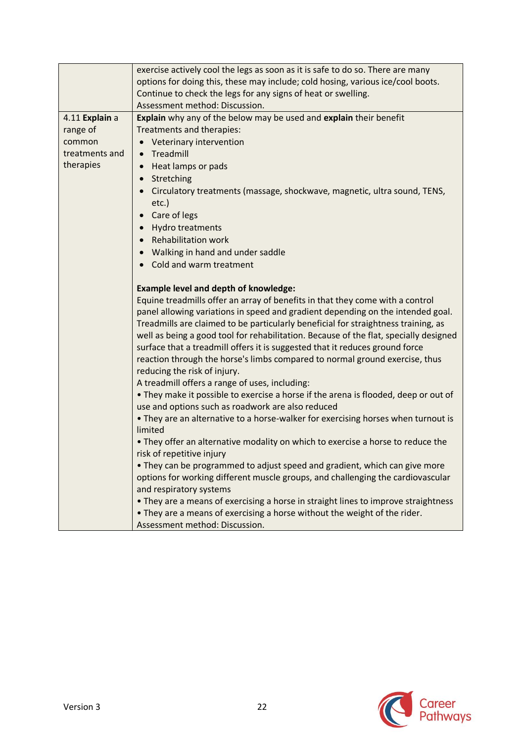| | |
|---|---|
| | exercise actively cool the legs as soon as it is safe to do so. There are many options for doing this, these may include; cold hosing, various ice/cool boots. Continue to check the legs for any signs of heat or swelling.<br>Assessment method: Discussion. |
| 4.11 **Explain** a range of common treatments and therapies | **Explain** why any of the below may be used and **explain** their benefit<br>Treatments and therapies:<br>• Veterinary intervention<br>• Treadmill<br>• Heat lamps or pads<br>• Stretching<br>• Circulatory treatments (massage, shockwave, magnetic, ultra sound, TENS, etc.)<br>• Care of legs<br>• Hydro treatments<br>• Rehabilitation work<br>• Walking in hand and under saddle<br>• Cold and warm treatment<br><br>**Example level and depth of knowledge:**<br>Equine treadmills offer an array of benefits in that they come with a control panel allowing variations in speed and gradient depending on the intended goal. Treadmills are claimed to be particularly beneficial for straightness training, as well as being a good tool for rehabilitation. Because of the flat, specially designed surface that a treadmill offers it is suggested that it reduces ground force reaction through the horse's limbs compared to normal ground exercise, thus reducing the risk of injury.<br>A treadmill offers a range of uses, including:<br>• They make it possible to exercise a horse if the arena is flooded, deep or out of use and options such as roadwork are also reduced<br>• They are an alternative to a horse-walker for exercising horses when turnout is limited<br>• They offer an alternative modality on which to exercise a horse to reduce the risk of repetitive injury<br>• They can be programmed to adjust speed and gradient, which can give more options for working different muscle groups, and challenging the cardiovascular and respiratory systems<br>• They are a means of exercising a horse in straight lines to improve straightness<br>• They are a means of exercising a horse without the weight of the rider.<br>Assessment method: Discussion. |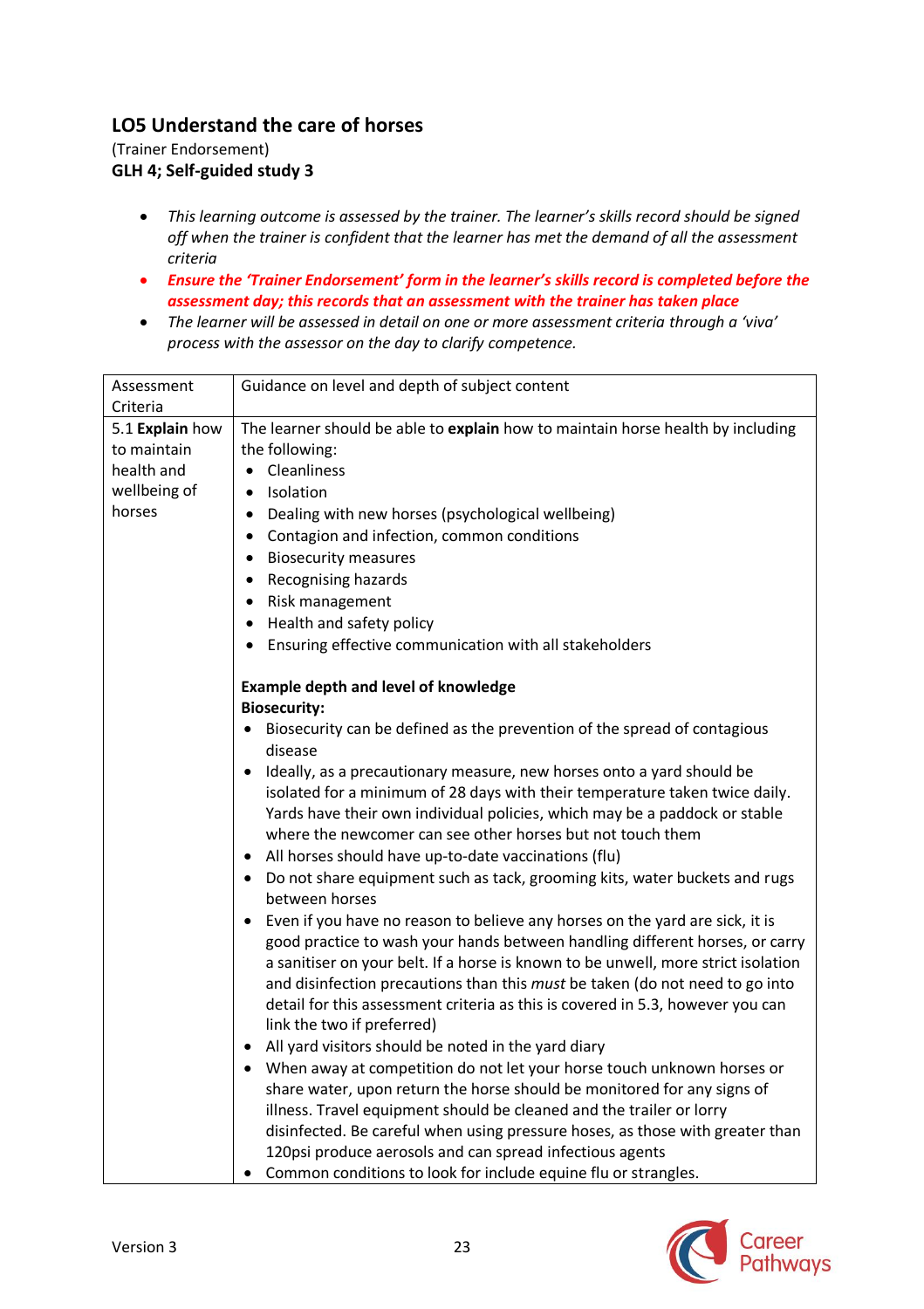## LO5 Understand the care of horses

(Trainer Endorsement)

**GLH 4; Self-guided study 3**

- *This learning outcome is assessed by the trainer. The learner's skills record should be signed off when the trainer is confident that the learner has met the demand of all the assessment criteria*
- ***Ensure the 'Trainer Endorsement' form in the learner's skills record is completed before the assessment day; this records that an assessment with the trainer has taken place***
- *The learner will be assessed in detail on one or more assessment criteria through a 'viva' process with the assessor on the day to clarify competence.*

| Assessment Criteria | Guidance on level and depth of subject content |
|---|---|
| 5.1 **Explain** how to maintain health and wellbeing of horses | The learner should be able to **explain** how to maintain horse health by including the following:<br>• Cleanliness<br>• Isolation<br>• Dealing with new horses (psychological wellbeing)<br>• Contagion and infection, common conditions<br>• Biosecurity measures<br>• Recognising hazards<br>• Risk management<br>• Health and safety policy<br>• Ensuring effective communication with all stakeholders<br><br>**Example depth and level of knowledge**<br>**Biosecurity:**<br>• Biosecurity can be defined as the prevention of the spread of contagious disease<br>• Ideally, as a precautionary measure, new horses onto a yard should be isolated for a minimum of 28 days with their temperature taken twice daily. Yards have their own individual policies, which may be a paddock or stable where the newcomer can see other horses but not touch them<br>• All horses should have up-to-date vaccinations (flu)<br>• Do not share equipment such as tack, grooming kits, water buckets and rugs between horses<br>• Even if you have no reason to believe any horses on the yard are sick, it is good practice to wash your hands between handling different horses, or carry a sanitiser on your belt. If a horse is known to be unwell, more strict isolation and disinfection precautions than this *must* be taken (do not need to go into detail for this assessment criteria as this is covered in 5.3, however you can link the two if preferred)<br>• All yard visitors should be noted in the yard diary<br>• When away at competition do not let your horse touch unknown horses or share water, upon return the horse should be monitored for any signs of illness. Travel equipment should be cleaned and the trailer or lorry disinfected. Be careful when using pressure hoses, as those with greater than 120psi produce aerosols and can spread infectious agents<br>• Common conditions to look for include equine flu or strangles. |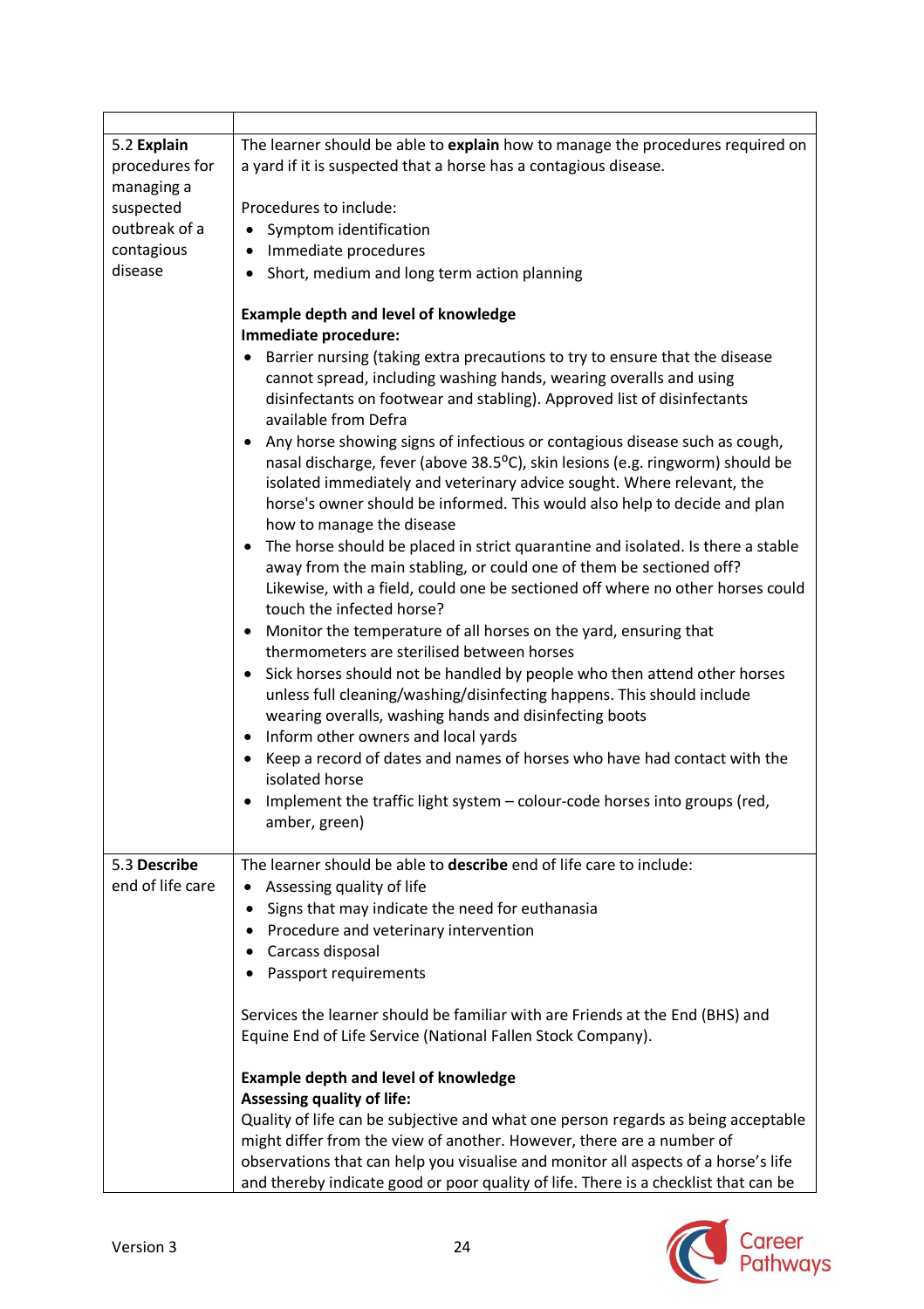| | |
|---|---|
| 5.2 **Explain** procedures for managing a suspected outbreak of a contagious disease | The learner should be able to **explain** how to manage the procedures required on a yard if it is suspected that a horse has a contagious disease.<br><br>Procedures to include:<br>• Symptom identification<br>• Immediate procedures<br>• Short, medium and long term action planning<br><br>**Example depth and level of knowledge**<br>**Immediate procedure:**<br>• Barrier nursing (taking extra precautions to try to ensure that the disease cannot spread, including washing hands, wearing overalls and using disinfectants on footwear and stabling). Approved list of disinfectants available from Defra<br>• Any horse showing signs of infectious or contagious disease such as cough, nasal discharge, fever (above 38.5°C), skin lesions (e.g. ringworm) should be isolated immediately and veterinary advice sought. Where relevant, the horse's owner should be informed. This would also help to decide and plan how to manage the disease<br>• The horse should be placed in strict quarantine and isolated. Is there a stable away from the main stabling, or could one of them be sectioned off? Likewise, with a field, could one be sectioned off where no other horses could touch the infected horse?<br>• Monitor the temperature of all horses on the yard, ensuring that thermometers are sterilised between horses<br>• Sick horses should not be handled by people who then attend other horses unless full cleaning/washing/disinfecting happens. This should include wearing overalls, washing hands and disinfecting boots<br>• Inform other owners and local yards<br>• Keep a record of dates and names of horses who have had contact with the isolated horse<br>• Implement the traffic light system – colour-code horses into groups (red, amber, green) |
| 5.3 **Describe** end of life care | The learner should be able to **describe** end of life care to include:<br>• Assessing quality of life<br>• Signs that may indicate the need for euthanasia<br>• Procedure and veterinary intervention<br>• Carcass disposal<br>• Passport requirements<br><br>Services the learner should be familiar with are Friends at the End (BHS) and Equine End of Life Service (National Fallen Stock Company).<br><br>**Example depth and level of knowledge**<br>**Assessing quality of life:**<br>Quality of life can be subjective and what one person regards as being acceptable might differ from the view of another. However, there are a number of observations that can help you visualise and monitor all aspects of a horse's life and thereby indicate good or poor quality of life. There is a checklist that can be |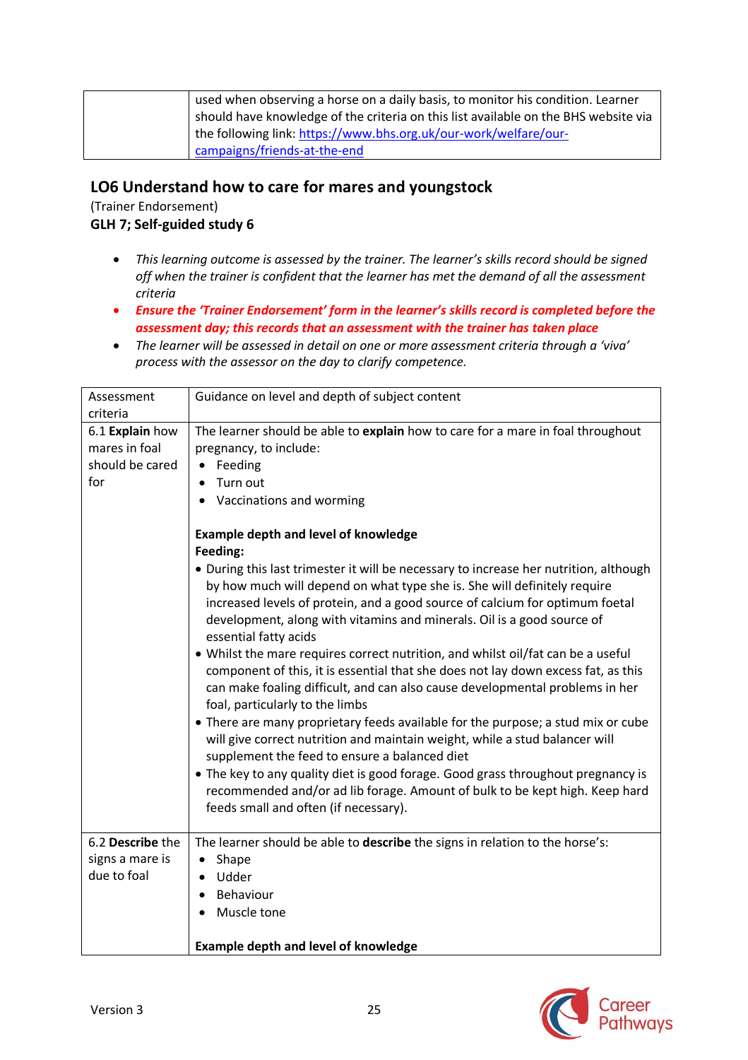| | |
|---|---|
| | used when observing a horse on a daily basis, to monitor his condition. Learner should have knowledge of the criteria on this list available on the BHS website via the following link: https://www.bhs.org.uk/our-work/welfare/our-campaigns/friends-at-the-end |

## LO6 Understand how to care for mares and youngstock

(Trainer Endorsement)

**GLH 7; Self-guided study 6**

- *This learning outcome is assessed by the trainer. The learner's skills record should be signed off when the trainer is confident that the learner has met the demand of all the assessment criteria*
- ***Ensure the 'Trainer Endorsement' form in the learner's skills record is completed before the assessment day; this records that an assessment with the trainer has taken place***
- *The learner will be assessed in detail on one or more assessment criteria through a 'viva' process with the assessor on the day to clarify competence.*

| Assessment criteria | Guidance on level and depth of subject content |
|---|---|
| 6.1 **Explain** how mares in foal should be cared for | The learner should be able to **explain** how to care for a mare in foal throughout pregnancy, to include:<br>• Feeding<br>• Turn out<br>• Vaccinations and worming<br><br>**Example depth and level of knowledge**<br>**Feeding:**<br>• During this last trimester it will be necessary to increase her nutrition, although by how much will depend on what type she is. She will definitely require increased levels of protein, and a good source of calcium for optimum foetal development, along with vitamins and minerals. Oil is a good source of essential fatty acids<br>• Whilst the mare requires correct nutrition, and whilst oil/fat can be a useful component of this, it is essential that she does not lay down excess fat, as this can make foaling difficult, and can also cause developmental problems in her foal, particularly to the limbs<br>• There are many proprietary feeds available for the purpose; a stud mix or cube will give correct nutrition and maintain weight, while a stud balancer will supplement the feed to ensure a balanced diet<br>• The key to any quality diet is good forage. Good grass throughout pregnancy is recommended and/or ad lib forage. Amount of bulk to be kept high. Keep hard feeds small and often (if necessary). |
| 6.2 **Describe** the signs a mare is due to foal | The learner should be able to **describe** the signs in relation to the horse's:<br>• Shape<br>• Udder<br>• Behaviour<br>• Muscle tone<br><br>**Example depth and level of knowledge** |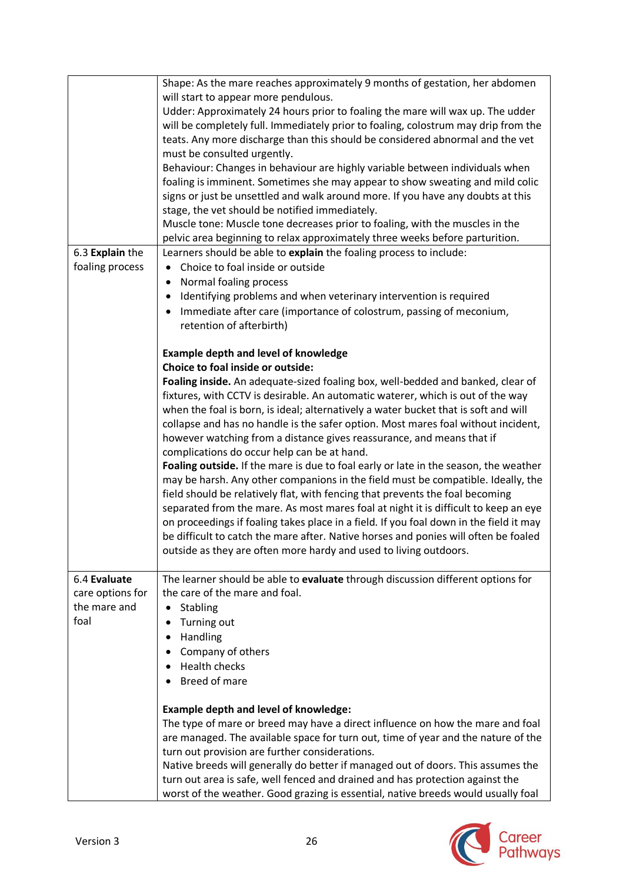| | |
|---|---|
| | Shape: As the mare reaches approximately 9 months of gestation, her abdomen will start to appear more pendulous.<br>Udder: Approximately 24 hours prior to foaling the mare will wax up. The udder will be completely full. Immediately prior to foaling, colostrum may drip from the teats. Any more discharge than this should be considered abnormal and the vet must be consulted urgently.<br>Behaviour: Changes in behaviour are highly variable between individuals when foaling is imminent. Sometimes she may appear to show sweating and mild colic signs or just be unsettled and walk around more. If you have any doubts at this stage, the vet should be notified immediately.<br>Muscle tone: Muscle tone decreases prior to foaling, with the muscles in the pelvic area beginning to relax approximately three weeks before parturition. |
| 6.3 **Explain** the foaling process | Learners should be able to **explain** the foaling process to include:<br>• Choice to foal inside or outside<br>• Normal foaling process<br>• Identifying problems and when veterinary intervention is required<br>• Immediate after care (importance of colostrum, passing of meconium, retention of afterbirth)<br><br>**Example depth and level of knowledge**<br>**Choice to foal inside or outside:**<br>**Foaling inside.** An adequate-sized foaling box, well-bedded and banked, clear of fixtures, with CCTV is desirable. An automatic waterer, which is out of the way when the foal is born, is ideal; alternatively a water bucket that is soft and will collapse and has no handle is the safer option. Most mares foal without incident, however watching from a distance gives reassurance, and means that if complications do occur help can be at hand.<br>**Foaling outside.** If the mare is due to foal early or late in the season, the weather may be harsh. Any other companions in the field must be compatible. Ideally, the field should be relatively flat, with fencing that prevents the foal becoming separated from the mare. As most mares foal at night it is difficult to keep an eye on proceedings if foaling takes place in a field. If you foal down in the field it may be difficult to catch the mare after. Native horses and ponies will often be foaled outside as they are often more hardy and used to living outdoors. |
| 6.4 **Evaluate** care options for the mare and foal | The learner should be able to **evaluate** through discussion different options for the care of the mare and foal.<br>• Stabling<br>• Turning out<br>• Handling<br>• Company of others<br>• Health checks<br>• Breed of mare<br><br>**Example depth and level of knowledge:**<br>The type of mare or breed may have a direct influence on how the mare and foal are managed. The available space for turn out, time of year and the nature of the turn out provision are further considerations.<br>Native breeds will generally do better if managed out of doors. This assumes the turn out area is safe, well fenced and drained and has protection against the worst of the weather. Good grazing is essential, native breeds would usually foal |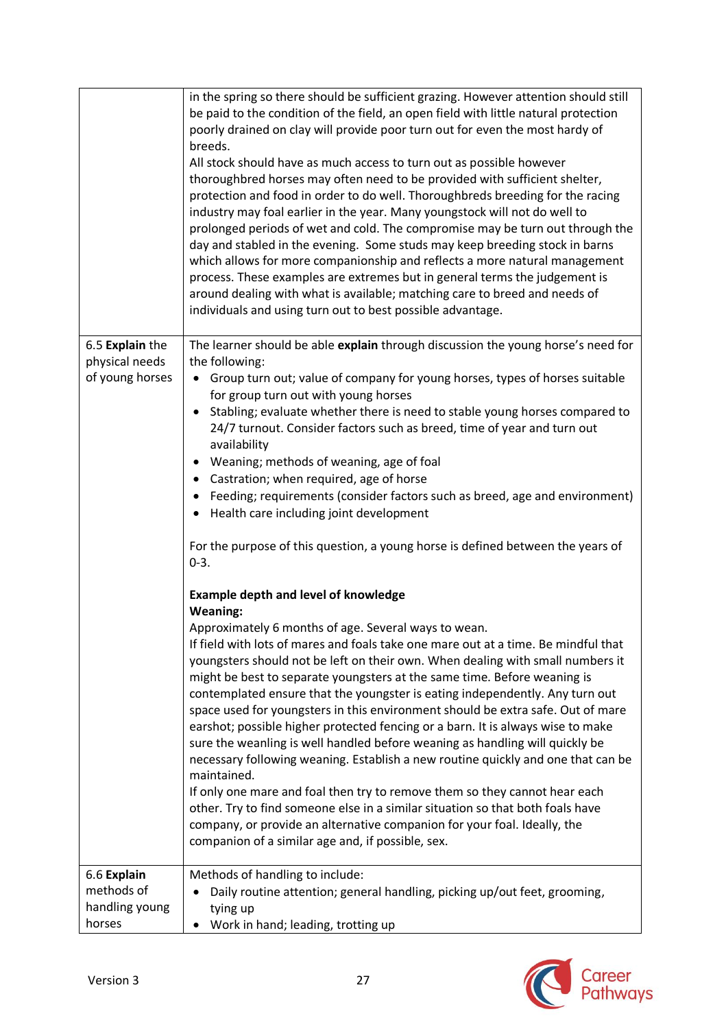| | |
|---|---|
| | in the spring so there should be sufficient grazing. However attention should still be paid to the condition of the field, an open field with little natural protection poorly drained on clay will provide poor turn out for even the most hardy of breeds.<br>All stock should have as much access to turn out as possible however thoroughbred horses may often need to be provided with sufficient shelter, protection and food in order to do well. Thoroughbreds breeding for the racing industry may foal earlier in the year. Many youngstock will not do well to prolonged periods of wet and cold. The compromise may be turn out through the day and stabled in the evening. Some studs may keep breeding stock in barns which allows for more companionship and reflects a more natural management process. These examples are extremes but in general terms the judgement is around dealing with what is available; matching care to breed and needs of individuals and using turn out to best possible advantage. |
| 6.5 **Explain** the physical needs of young horses | The learner should be able **explain** through discussion the young horse's need for the following:<br>• Group turn out; value of company for young horses, types of horses suitable for group turn out with young horses<br>• Stabling; evaluate whether there is need to stable young horses compared to 24/7 turnout. Consider factors such as breed, time of year and turn out availability<br>• Weaning; methods of weaning, age of foal<br>• Castration; when required, age of horse<br>• Feeding; requirements (consider factors such as breed, age and environment)<br>• Health care including joint development<br><br>For the purpose of this question, a young horse is defined between the years of 0-3.<br><br>**Example depth and level of knowledge**<br>**Weaning:**<br>Approximately 6 months of age. Several ways to wean.<br>If field with lots of mares and foals take one mare out at a time. Be mindful that youngsters should not be left on their own. When dealing with small numbers it might be best to separate youngsters at the same time. Before weaning is contemplated ensure that the youngster is eating independently. Any turn out space used for youngsters in this environment should be extra safe. Out of mare earshot; possible higher protected fencing or a barn. It is always wise to make sure the weanling is well handled before weaning as handling will quickly be necessary following weaning. Establish a new routine quickly and one that can be maintained.<br>If only one mare and foal then try to remove them so they cannot hear each other. Try to find someone else in a similar situation so that both foals have company, or provide an alternative companion for your foal. Ideally, the companion of a similar age and, if possible, sex. |
| 6.6 **Explain** methods of handling young horses | Methods of handling to include:<br>• Daily routine attention; general handling, picking up/out feet, grooming, tying up<br>• Work in hand; leading, trotting up |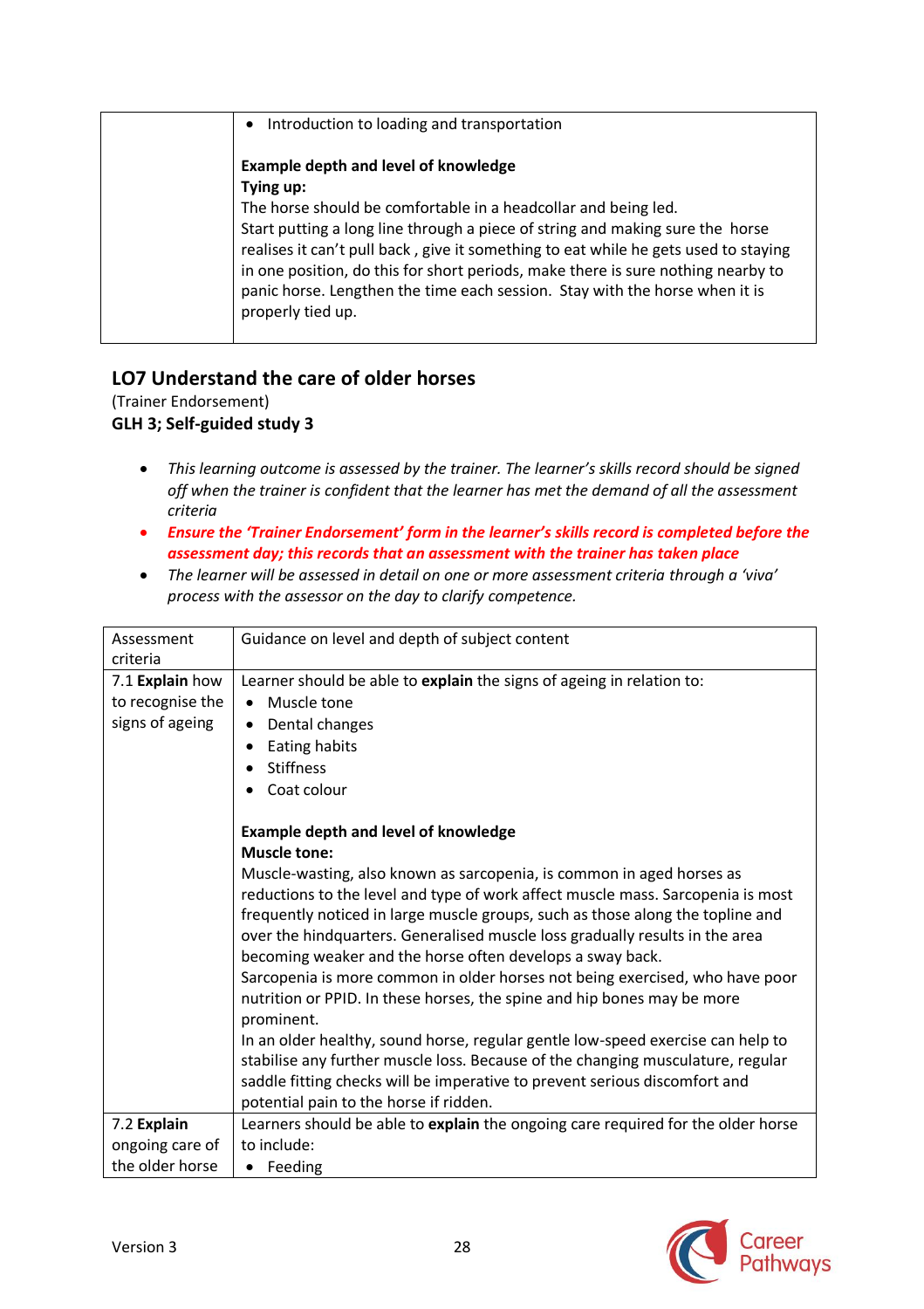|  | • Introduction to loading and transportation<br><br>**Example depth and level of knowledge**<br>**Tying up:**<br>The horse should be comfortable in a headcollar and being led.<br>Start putting a long line through a piece of string and making sure the horse realises it can't pull back , give it something to eat while he gets used to staying in one position, do this for short periods, make there is sure nothing nearby to panic horse. Lengthen the time each session. Stay with the horse when it is properly tied up. |
|---|---|

## LO7 Understand the care of older horses

(Trainer Endorsement)

**GLH 3; Self-guided study 3**

- *This learning outcome is assessed by the trainer. The learner's skills record should be signed off when the trainer is confident that the learner has met the demand of all the assessment criteria*
- ***Ensure the 'Trainer Endorsement' form in the learner's skills record is completed before the assessment day; this records that an assessment with the trainer has taken place***
- *The learner will be assessed in detail on one or more assessment criteria through a 'viva' process with the assessor on the day to clarify competence.*

| Assessment criteria | Guidance on level and depth of subject content |
|---|---|
| 7.1 **Explain** how to recognise the signs of ageing | Learner should be able to **explain** the signs of ageing in relation to:<br>• Muscle tone<br>• Dental changes<br>• Eating habits<br>• Stiffness<br>• Coat colour<br><br>**Example depth and level of knowledge**<br>**Muscle tone:**<br>Muscle-wasting, also known as sarcopenia, is common in aged horses as reductions to the level and type of work affect muscle mass. Sarcopenia is most frequently noticed in large muscle groups, such as those along the topline and over the hindquarters. Generalised muscle loss gradually results in the area becoming weaker and the horse often develops a sway back.<br>Sarcopenia is more common in older horses not being exercised, who have poor nutrition or PPID. In these horses, the spine and hip bones may be more prominent.<br>In an older healthy, sound horse, regular gentle low-speed exercise can help to stabilise any further muscle loss. Because of the changing musculature, regular saddle fitting checks will be imperative to prevent serious discomfort and potential pain to the horse if ridden. |
| 7.2 **Explain** ongoing care of the older horse | Learners should be able to **explain** the ongoing care required for the older horse to include:<br>• Feeding |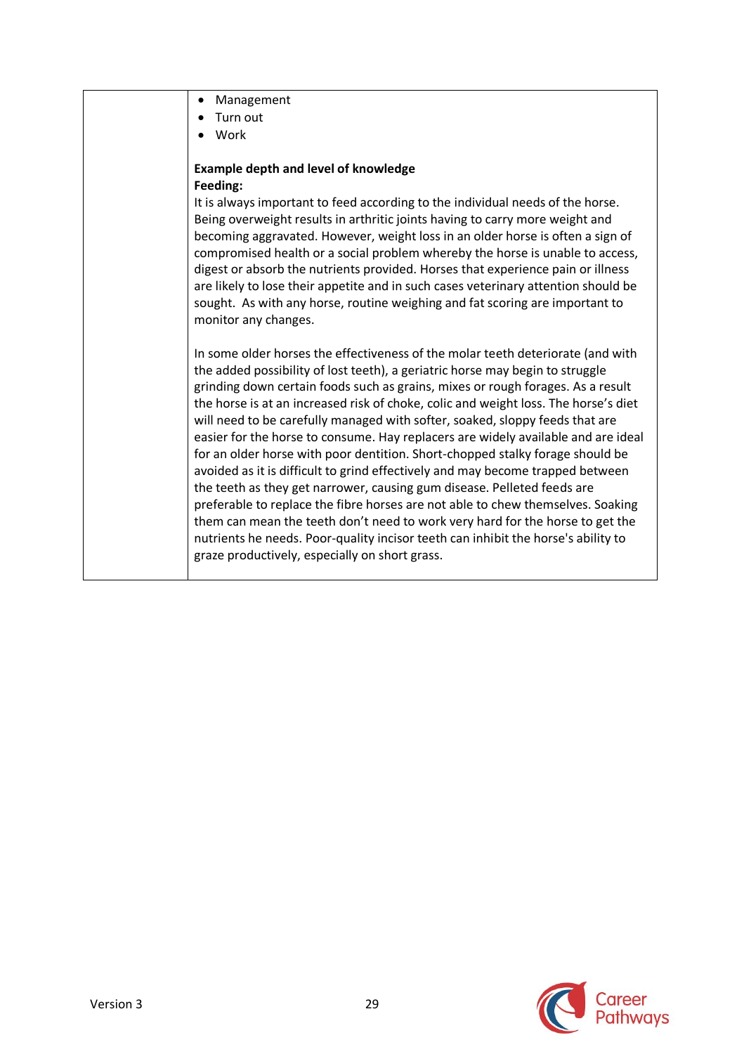| | |
|---|---|
| | • Management<br>• Turn out<br>• Work<br><br>**Example depth and level of knowledge**<br>**Feeding:**<br>It is always important to feed according to the individual needs of the horse. Being overweight results in arthritic joints having to carry more weight and becoming aggravated. However, weight loss in an older horse is often a sign of compromised health or a social problem whereby the horse is unable to access, digest or absorb the nutrients provided. Horses that experience pain or illness are likely to lose their appetite and in such cases veterinary attention should be sought. As with any horse, routine weighing and fat scoring are important to monitor any changes.<br><br>In some older horses the effectiveness of the molar teeth deteriorate (and with the added possibility of lost teeth), a geriatric horse may begin to struggle grinding down certain foods such as grains, mixes or rough forages. As a result the horse is at an increased risk of choke, colic and weight loss. The horse's diet will need to be carefully managed with softer, soaked, sloppy feeds that are easier for the horse to consume. Hay replacers are widely available and are ideal for an older horse with poor dentition. Short-chopped stalky forage should be avoided as it is difficult to grind effectively and may become trapped between the teeth as they get narrower, causing gum disease. Pelleted feeds are preferable to replace the fibre horses are not able to chew themselves. Soaking them can mean the teeth don't need to work very hard for the horse to get the nutrients he needs. Poor-quality incisor teeth can inhibit the horse's ability to graze productively, especially on short grass. |